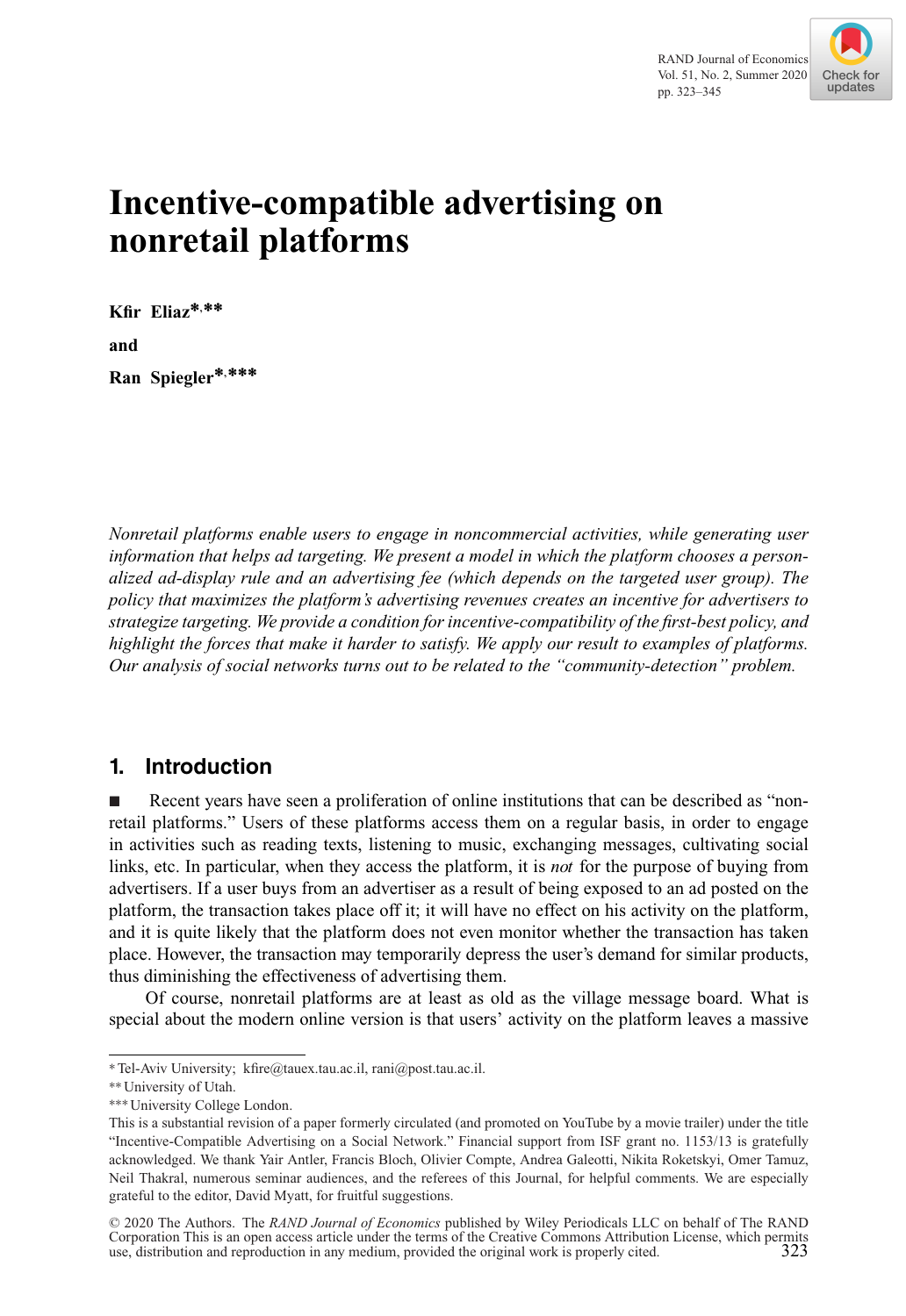# Incentive-compatible advertising on nonretail platforms

**Kfir Eliaz**[*,**]

and

**Ran Spiegler**[*,***]

*Nonretail platforms enable users to engage in noncommercial activities, while generating user information that helps ad targeting. We present a model in which the platform chooses a personalized ad-display rule and an advertising fee (which depends on the targeted user group). The policy that maximizes the platform's advertising revenues creates an incentive for advertisers to strategize targeting. We provide a condition for incentive-compatibility of the first-best policy, and highlight the forces that make it harder to satisfy. We apply our result to examples of platforms. Our analysis of social networks turns out to be related to the "community-detection" problem.*

## 1. Introduction

■ Recent years have seen a proliferation of online institutions that can be described as "nonretail platforms." Users of these platforms access them on a regular basis, in order to engage in activities such as reading texts, listening to music, exchanging messages, cultivating social links, etc. In particular, when they access the platform, it is *not* for the purpose of buying from advertisers. If a user buys from an advertiser as a result of being exposed to an ad posted on the platform, the transaction takes place off it; it will have no effect on his activity on the platform, and it is quite likely that the platform does not even monitor whether the transaction has taken place. However, the transaction may temporarily depress the user's demand for similar products, thus diminishing the effectiveness of advertising them.

Of course, nonretail platforms are at least as old as the village message board. What is special about the modern online version is that users' activity on the platform leaves a massive

---

[*] Tel-Aviv University; kfire@tauex.tau.ac.il, rani@post.tau.ac.il.

[**] University of Utah.

[***] University College London.

This is a substantial revision of a paper formerly circulated (and promoted on YouTube by a movie trailer) under the title "Incentive-Compatible Advertising on a Social Network." Financial support from ISF grant no. 1153/13 is gratefully acknowledged. We thank Yair Antler, Francis Bloch, Olivier Compte, Andrea Galeotti, Nikita Roketskyi, Omer Tamuz, Neil Thakral, numerous seminar audiences, and the referees of this Journal, for helpful comments. We are especially grateful to the editor, David Myatt, for fruitful suggestions.

© 2020 The Authors. The *RAND Journal of Economics* published by Wiley Periodicals LLC on behalf of The RAND Corporation This is an open access article under the terms of the Creative Commons Attribution License, which permits use, distribution and reproduction in any medium, provided the original work is properly cited.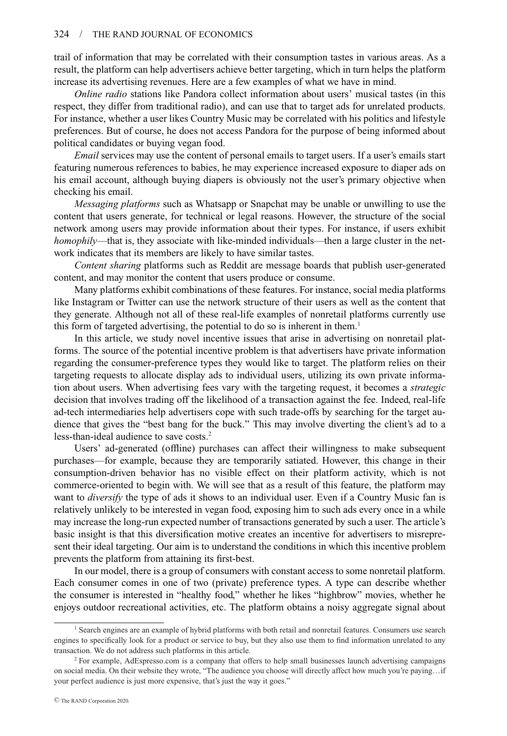trail of information that may be correlated with their consumption tastes in various areas. As a result, the platform can help advertisers achieve better targeting, which in turn helps the platform increase its advertising revenues. Here are a few examples of what we have in mind.

*Online radio* stations like Pandora collect information about users' musical tastes (in this respect, they differ from traditional radio), and can use that to target ads for unrelated products. For instance, whether a user likes Country Music may be correlated with his politics and lifestyle preferences. But of course, he does not access Pandora for the purpose of being informed about political candidates or buying vegan food.

*Email* services may use the content of personal emails to target users. If a user's emails start featuring numerous references to babies, he may experience increased exposure to diaper ads on his email account, although buying diapers is obviously not the user's primary objective when checking his email.

*Messaging platforms* such as Whatsapp or Snapchat may be unable or unwilling to use the content that users generate, for technical or legal reasons. However, the structure of the social network among users may provide information about their types. For instance, if users exhibit *homophily*—that is, they associate with like-minded individuals—then a large cluster in the network indicates that its members are likely to have similar tastes.

*Content sharing* platforms such as Reddit are message boards that publish user-generated content, and may monitor the content that users produce or consume.

Many platforms exhibit combinations of these features. For instance, social media platforms like Instagram or Twitter can use the network structure of their users as well as the content that they generate. Although not all of these real-life examples of nonretail platforms currently use this form of targeted advertising, the potential to do so is inherent in them.[1]

In this article, we study novel incentive issues that arise in advertising on nonretail platforms. The source of the potential incentive problem is that advertisers have private information regarding the consumer-preference types they would like to target. The platform relies on their targeting requests to allocate display ads to individual users, utilizing its own private information about users. When advertising fees vary with the targeting request, it becomes a *strategic* decision that involves trading off the likelihood of a transaction against the fee. Indeed, real-life ad-tech intermediaries help advertisers cope with such trade-offs by searching for the target audience that gives the "best bang for the buck." This may involve diverting the client's ad to a less-than-ideal audience to save costs.[2]

Users' ad-generated (offline) purchases can affect their willingness to make subsequent purchases—for example, because they are temporarily satiated. However, this change in their consumption-driven behavior has no visible effect on their platform activity, which is not commerce-oriented to begin with. We will see that as a result of this feature, the platform may want to *diversify* the type of ads it shows to an individual user. Even if a Country Music fan is relatively unlikely to be interested in vegan food, exposing him to such ads every once in a while may increase the long-run expected number of transactions generated by such a user. The article's basic insight is that this diversification motive creates an incentive for advertisers to misrepresent their ideal targeting. Our aim is to understand the conditions in which this incentive problem prevents the platform from attaining its first-best.

In our model, there is a group of consumers with constant access to some nonretail platform. Each consumer comes in one of two (private) preference types. A type can describe whether the consumer is interested in "healthy food," whether he likes "highbrow" movies, whether he enjoys outdoor recreational activities, etc. The platform obtains a noisy aggregate signal about

[1] Search engines are an example of hybrid platforms with both retail and nonretail features. Consumers use search engines to specifically look for a product or service to buy, but they also use them to find information unrelated to any transaction. We do not address such platforms in this article.

[2] For example, AdEspresso.com is a company that offers to help small businesses launch advertising campaigns on social media. On their website they wrote, "The audience you choose will directly affect how much you're paying…if your perfect audience is just more expensive, that's just the way it goes."

© The RAND Corporation 2020.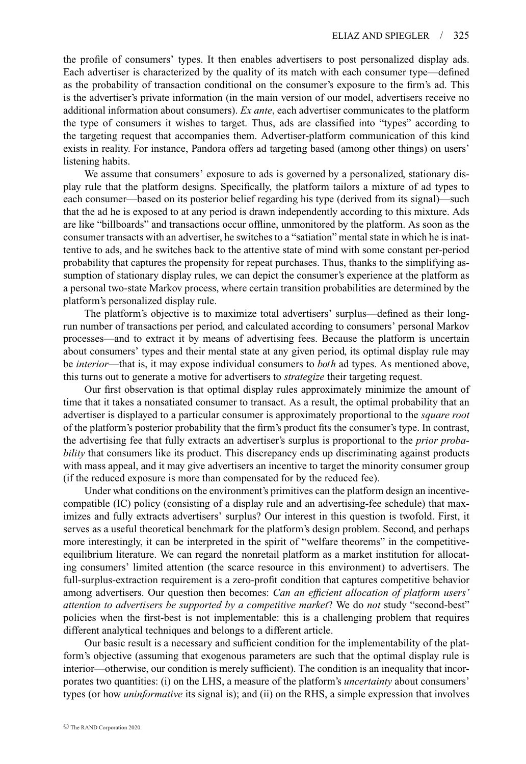the profile of consumers' types. It then enables advertisers to post personalized display ads. Each advertiser is characterized by the quality of its match with each consumer type—defined as the probability of transaction conditional on the consumer's exposure to the firm's ad. This is the advertiser's private information (in the main version of our model, advertisers receive no additional information about consumers). *Ex ante*, each advertiser communicates to the platform the type of consumers it wishes to target. Thus, ads are classified into "types" according to the targeting request that accompanies them. Advertiser-platform communication of this kind exists in reality. For instance, Pandora offers ad targeting based (among other things) on users' listening habits.

We assume that consumers' exposure to ads is governed by a personalized, stationary display rule that the platform designs. Specifically, the platform tailors a mixture of ad types to each consumer—based on its posterior belief regarding his type (derived from its signal)—such that the ad he is exposed to at any period is drawn independently according to this mixture. Ads are like "billboards" and transactions occur offline, unmonitored by the platform. As soon as the consumer transacts with an advertiser, he switches to a "satiation" mental state in which he is inattentive to ads, and he switches back to the attentive state of mind with some constant per-period probability that captures the propensity for repeat purchases. Thus, thanks to the simplifying assumption of stationary display rules, we can depict the consumer's experience at the platform as a personal two-state Markov process, where certain transition probabilities are determined by the platform's personalized display rule.

The platform's objective is to maximize total advertisers' surplus—defined as their long-run number of transactions per period, and calculated according to consumers' personal Markov processes—and to extract it by means of advertising fees. Because the platform is uncertain about consumers' types and their mental state at any given period, its optimal display rule may be *interior*—that is, it may expose individual consumers to *both* ad types. As mentioned above, this turns out to generate a motive for advertisers to *strategize* their targeting request.

Our first observation is that optimal display rules approximately minimize the amount of time that it takes a nonsatiated consumer to transact. As a result, the optimal probability that an advertiser is displayed to a particular consumer is approximately proportional to the *square root* of the platform's posterior probability that the firm's product fits the consumer's type. In contrast, the advertising fee that fully extracts an advertiser's surplus is proportional to the *prior probability* that consumers like its product. This discrepancy ends up discriminating against products with mass appeal, and it may give advertisers an incentive to target the minority consumer group (if the reduced exposure is more than compensated for by the reduced fee).

Under what conditions on the environment's primitives can the platform design an incentive-compatible (IC) policy (consisting of a display rule and an advertising-fee schedule) that maximizes and fully extracts advertisers' surplus? Our interest in this question is twofold. First, it serves as a useful theoretical benchmark for the platform's design problem. Second, and perhaps more interestingly, it can be interpreted in the spirit of "welfare theorems" in the competitive-equilibrium literature. We can regard the nonretail platform as a market institution for allocating consumers' limited attention (the scarce resource in this environment) to advertisers. The full-surplus-extraction requirement is a zero-profit condition that captures competitive behavior among advertisers. Our question then becomes: *Can an efficient allocation of platform users' attention to advertisers be supported by a competitive market*? We do *not* study "second-best" policies when the first-best is not implementable: this is a challenging problem that requires different analytical techniques and belongs to a different article.

Our basic result is a necessary and sufficient condition for the implementability of the platform's objective (assuming that exogenous parameters are such that the optimal display rule is interior—otherwise, our condition is merely sufficient). The condition is an inequality that incorporates two quantities: (i) on the LHS, a measure of the platform's *uncertainty* about consumers' types (or how *uninformative* its signal is); and (ii) on the RHS, a simple expression that involves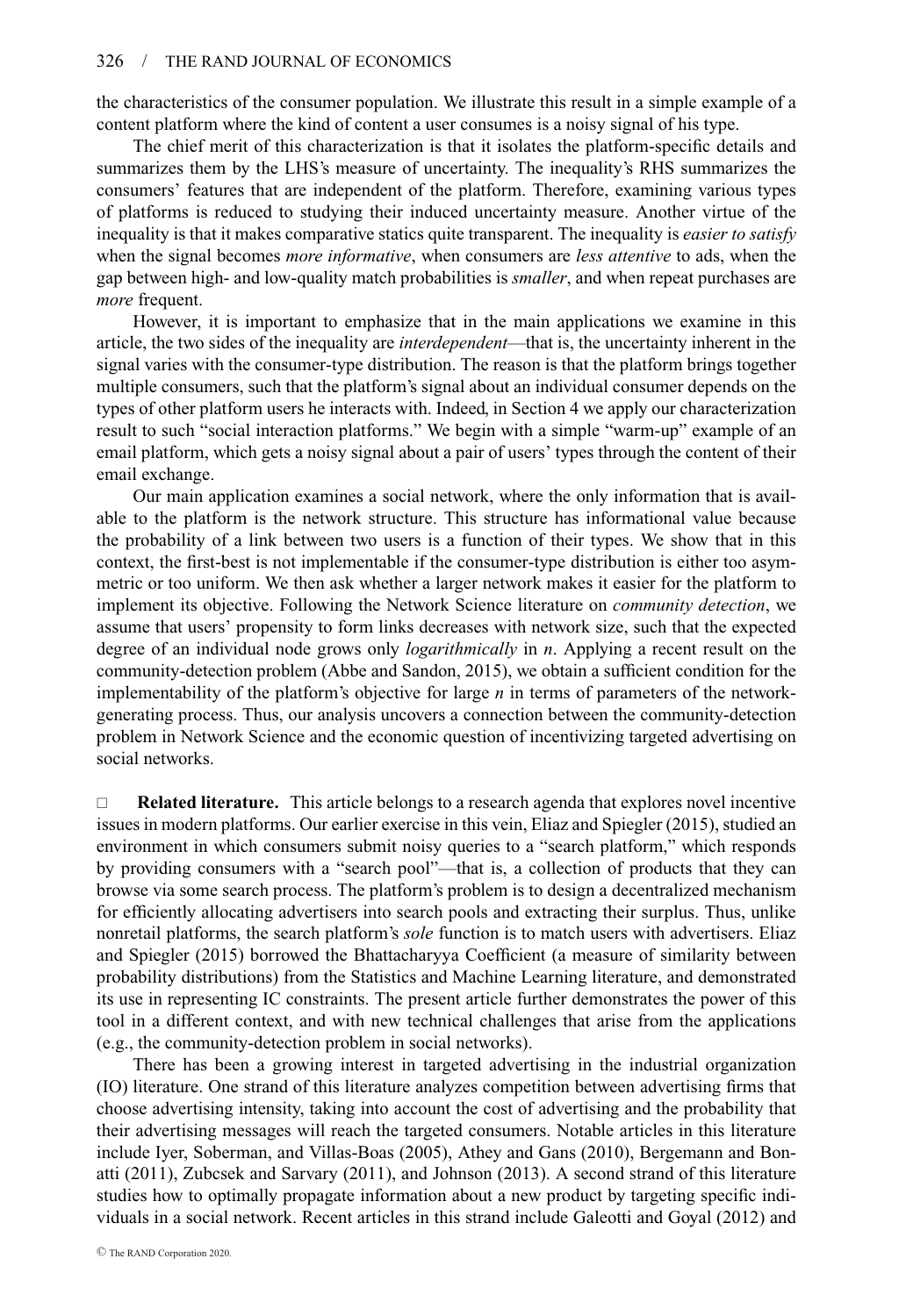the characteristics of the consumer population. We illustrate this result in a simple example of a content platform where the kind of content a user consumes is a noisy signal of his type.

The chief merit of this characterization is that it isolates the platform-specific details and summarizes them by the LHS's measure of uncertainty. The inequality's RHS summarizes the consumers' features that are independent of the platform. Therefore, examining various types of platforms is reduced to studying their induced uncertainty measure. Another virtue of the inequality is that it makes comparative statics quite transparent. The inequality is *easier to satisfy* when the signal becomes *more informative*, when consumers are *less attentive* to ads, when the gap between high- and low-quality match probabilities is *smaller*, and when repeat purchases are *more* frequent.

However, it is important to emphasize that in the main applications we examine in this article, the two sides of the inequality are *interdependent*—that is, the uncertainty inherent in the signal varies with the consumer-type distribution. The reason is that the platform brings together multiple consumers, such that the platform's signal about an individual consumer depends on the types of other platform users he interacts with. Indeed, in Section 4 we apply our characterization result to such "social interaction platforms." We begin with a simple "warm-up" example of an email platform, which gets a noisy signal about a pair of users' types through the content of their email exchange.

Our main application examines a social network, where the only information that is available to the platform is the network structure. This structure has informational value because the probability of a link between two users is a function of their types. We show that in this context, the first-best is not implementable if the consumer-type distribution is either too asymmetric or too uniform. We then ask whether a larger network makes it easier for the platform to implement its objective. Following the Network Science literature on *community detection*, we assume that users' propensity to form links decreases with network size, such that the expected degree of an individual node grows only *logarithmically* in $n$. Applying a recent result on the community-detection problem (Abbe and Sandon, 2015), we obtain a sufficient condition for the implementability of the platform's objective for large $n$ in terms of parameters of the network-generating process. Thus, our analysis uncovers a connection between the community-detection problem in Network Science and the economic question of incentivizing targeted advertising on social networks.

□ **Related literature.** This article belongs to a research agenda that explores novel incentive issues in modern platforms. Our earlier exercise in this vein, Eliaz and Spiegler (2015), studied an environment in which consumers submit noisy queries to a "search platform," which responds by providing consumers with a "search pool"—that is, a collection of products that they can browse via some search process. The platform's problem is to design a decentralized mechanism for efficiently allocating advertisers into search pools and extracting their surplus. Thus, unlike nonretail platforms, the search platform's *sole* function is to match users with advertisers. Eliaz and Spiegler (2015) borrowed the Bhattacharyya Coefficient (a measure of similarity between probability distributions) from the Statistics and Machine Learning literature, and demonstrated its use in representing IC constraints. The present article further demonstrates the power of this tool in a different context, and with new technical challenges that arise from the applications (e.g., the community-detection problem in social networks).

There has been a growing interest in targeted advertising in the industrial organization (IO) literature. One strand of this literature analyzes competition between advertising firms that choose advertising intensity, taking into account the cost of advertising and the probability that their advertising messages will reach the targeted consumers. Notable articles in this literature include Iyer, Soberman, and Villas-Boas (2005), Athey and Gans (2010), Bergemann and Bonatti (2011), Zubcsek and Sarvary (2011), and Johnson (2013). A second strand of this literature studies how to optimally propagate information about a new product by targeting specific individuals in a social network. Recent articles in this strand include Galeotti and Goyal (2012) and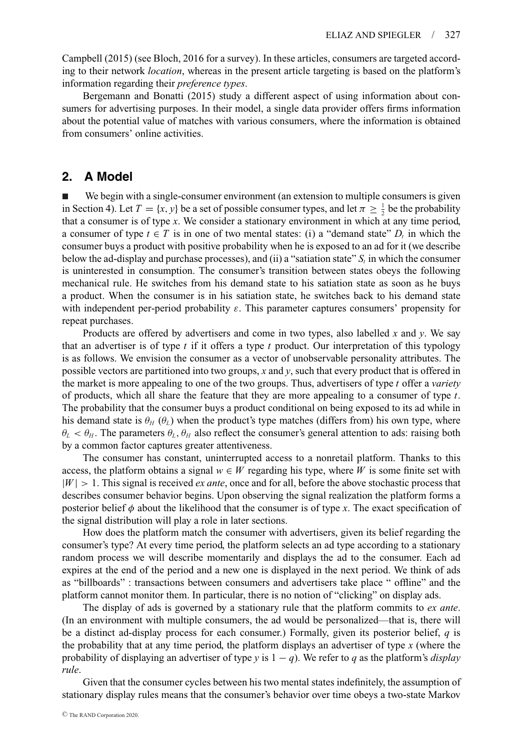Campbell (2015) (see Bloch, 2016 for a survey). In these articles, consumers are targeted according to their network *location*, whereas in the present article targeting is based on the platform's information regarding their *preference types*.

Bergemann and Bonatti (2015) study a different aspect of using information about consumers for advertising purposes. In their model, a single data provider offers firms information about the potential value of matches with various consumers, where the information is obtained from consumers' online activities.

## 2. A Model

■ We begin with a single-consumer environment (an extension to multiple consumers is given in Section 4). Let $T = \{x, y\}$ be a set of possible consumer types, and let $\pi \geq \frac{1}{2}$ be the probability that a consumer is of type $x$. We consider a stationary environment in which at any time period, a consumer of type $t \in T$ is in one of two mental states: (i) a "demand state" $D_t$ in which the consumer buys a product with positive probability when he is exposed to an ad for it (we describe below the ad-display and purchase processes), and (ii) a "satiation state" $S_t$ in which the consumer is uninterested in consumption. The consumer's transition between states obeys the following mechanical rule. He switches from his demand state to his satiation state as soon as he buys a product. When the consumer is in his satiation state, he switches back to his demand state with independent per-period probability $\varepsilon$. This parameter captures consumers' propensity for repeat purchases.

Products are offered by advertisers and come in two types, also labelled $x$ and $y$. We say that an advertiser is of type $t$ if it offers a type $t$ product. Our interpretation of this typology is as follows. We envision the consumer as a vector of unobservable personality attributes. The possible vectors are partitioned into two groups, $x$ and $y$, such that every product that is offered in the market is more appealing to one of the two groups. Thus, advertisers of type $t$ offer a *variety* of products, which all share the feature that they are more appealing to a consumer of type $t$. The probability that the consumer buys a product conditional on being exposed to its ad while in his demand state is $\theta_H$ ($\theta_L$) when the product's type matches (differs from) his own type, where $\theta_L < \theta_H$. The parameters $\theta_L, \theta_H$ also reflect the consumer's general attention to ads: raising both by a common factor captures greater attentiveness.

The consumer has constant, uninterrupted access to a nonretail platform. Thanks to this access, the platform obtains a signal $w \in W$ regarding his type, where $W$ is some finite set with $|W| > 1$. This signal is received *ex ante*, once and for all, before the above stochastic process that describes consumer behavior begins. Upon observing the signal realization the platform forms a posterior belief $\phi$ about the likelihood that the consumer is of type $x$. The exact specification of the signal distribution will play a role in later sections.

How does the platform match the consumer with advertisers, given its belief regarding the consumer's type? At every time period, the platform selects an ad type according to a stationary random process we will describe momentarily and displays the ad to the consumer. Each ad expires at the end of the period and a new one is displayed in the next period. We think of ads as "billboards" : transactions between consumers and advertisers take place " offline" and the platform cannot monitor them. In particular, there is no notion of "clicking" on display ads.

The display of ads is governed by a stationary rule that the platform commits to *ex ante*. (In an environment with multiple consumers, the ad would be personalized—that is, there will be a distinct ad-display process for each consumer.) Formally, given its posterior belief, $q$ is the probability that at any time period, the platform displays an advertiser of type $x$ (where the probability of displaying an advertiser of type $y$ is $1 - q$). We refer to $q$ as the platform's *display rule*.

Given that the consumer cycles between his two mental states indefinitely, the assumption of stationary display rules means that the consumer's behavior over time obeys a two-state Markov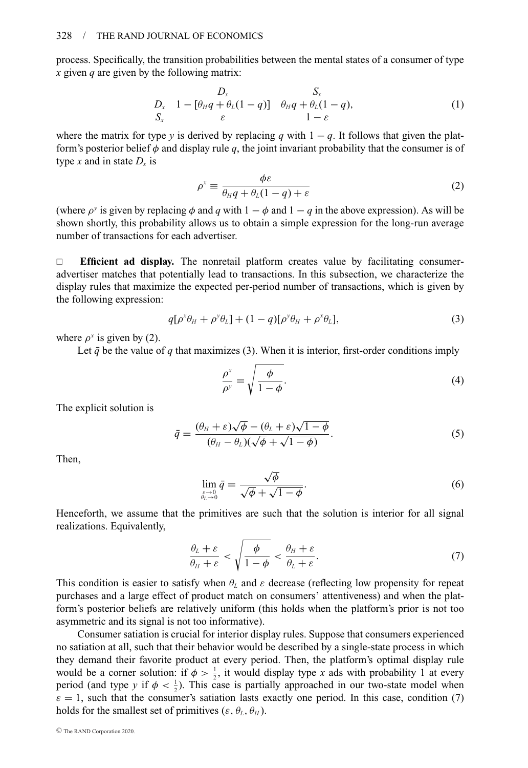process. Specifically, the transition probabilities between the mental states of a consumer of type $x$ given $q$ are given by the following matrix:

$$
\begin{array}{ccc}
 & D_x & S_x \\
D_x & 1 - [\theta_H q + \theta_L (1-q)] & \theta_H q + \theta_L (1-q), \\
S_x & \varepsilon & 1 - \varepsilon
\end{array}
\tag{1}
$$

where the matrix for type $y$ is derived by replacing $q$ with $1 - q$. It follows that given the platform's posterior belief $\phi$ and display rule $q$, the joint invariant probability that the consumer is of type $x$ and in state $D_x$ is

$$
\rho^x \equiv \frac{\phi \varepsilon}{\theta_H q + \theta_L (1-q) + \varepsilon} \tag{2}
$$

(where $\rho^y$ is given by replacing $\phi$ and $q$ with $1 - \phi$ and $1 - q$ in the above expression). As will be shown shortly, this probability allows us to obtain a simple expression for the long-run average number of transactions for each advertiser.

□ **Efficient ad display.** The nonretail platform creates value by facilitating consumer-advertiser matches that potentially lead to transactions. In this subsection, we characterize the display rules that maximize the expected per-period number of transactions, which is given by the following expression:

$$
q[\rho^x \theta_H + \rho^y \theta_L] + (1-q)[\rho^y \theta_H + \rho^x \theta_L], \tag{3}
$$

where $\rho^x$ is given by (2).

Let $\bar{q}$ be the value of $q$ that maximizes (3). When it is interior, first-order conditions imply

$$
\frac{\rho^x}{\rho^y} = \sqrt{\frac{\phi}{1-\phi}}. \tag{4}
$$

The explicit solution is

$$
\bar{q} = \frac{(\theta_H + \varepsilon)\sqrt{\phi} - (\theta_L + \varepsilon)\sqrt{1-\phi}}{(\theta_H - \theta_L)(\sqrt{\phi} + \sqrt{1-\phi})}. \tag{5}
$$

Then,

$$
\lim_{\substack{\varepsilon \to 0 \\ \theta_L \to 0}} \bar{q} = \frac{\sqrt{\phi}}{\sqrt{\phi} + \sqrt{1-\phi}}. \tag{6}
$$

Henceforth, we assume that the primitives are such that the solution is interior for all signal realizations. Equivalently,

$$
\frac{\theta_L + \varepsilon}{\theta_H + \varepsilon} < \sqrt{\frac{\phi}{1-\phi}} < \frac{\theta_H + \varepsilon}{\theta_L + \varepsilon}. \tag{7}
$$

This condition is easier to satisfy when $\theta_L$ and $\varepsilon$ decrease (reflecting low propensity for repeat purchases and a large effect of product match on consumers' attentiveness) and when the platform's posterior beliefs are relatively uniform (this holds when the platform's prior is not too asymmetric and its signal is not too informative).

Consumer satiation is crucial for interior display rules. Suppose that consumers experienced no satiation at all, such that their behavior would be described by a single-state process in which they demand their favorite product at every period. Then, the platform's optimal display rule would be a corner solution: if $\phi > \frac{1}{2}$, it would display type $x$ ads with probability 1 at every period (and type $y$ if $\phi < \frac{1}{2}$). This case is partially approached in our two-state model when $\varepsilon = 1$, such that the consumer's satiation lasts exactly one period. In this case, condition (7) holds for the smallest set of primitives $(\varepsilon, \theta_L, \theta_H)$.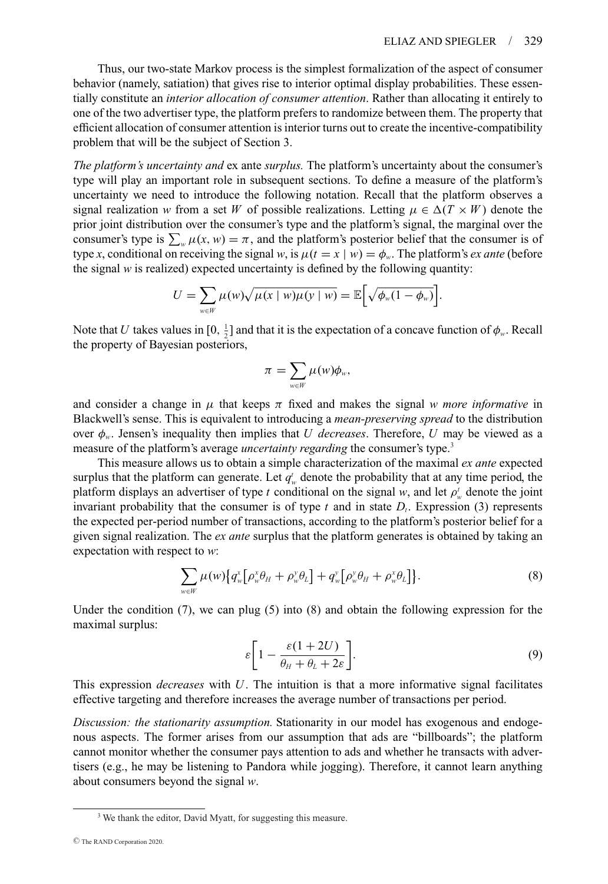Thus, our two-state Markov process is the simplest formalization of the aspect of consumer behavior (namely, satiation) that gives rise to interior optimal display probabilities. These essentially constitute an *interior allocation of consumer attention*. Rather than allocating it entirely to one of the two advertiser type, the platform prefers to randomize between them. The property that efficient allocation of consumer attention is interior turns out to create the incentive-compatibility problem that will be the subject of Section 3.

*The platform's uncertainty and* ex ante *surplus.* The platform's uncertainty about the consumer's type will play an important role in subsequent sections. To define a measure of the platform's uncertainty we need to introduce the following notation. Recall that the platform observes a signal realization $w$ from a set $W$ of possible realizations. Letting $\mu \in \Delta(T \times W)$ denote the prior joint distribution over the consumer's type and the platform's signal, the marginal over the consumer's type is $\sum_w \mu(x, w) = \pi$, and the platform's posterior belief that the consumer is of type $x$, conditional on receiving the signal $w$, is $\mu(t = x \mid w) = \phi_w$. The platform's *ex ante* (before the signal $w$ is realized) expected uncertainty is defined by the following quantity:

$$U = \sum_{w \in W} \mu(w)\sqrt{\mu(x \mid w)\mu(y \mid w)} = \mathbb{E}\Big[\sqrt{\phi_w(1-\phi_w)}\Big].$$

Note that $U$ takes values in $[0, \frac{1}{2}]$ and that it is the expectation of a concave function of $\phi_w$. Recall the property of Bayesian posteriors,

$$\pi = \sum_{w \in W} \mu(w)\phi_w,$$

and consider a change in $\mu$ that keeps $\pi$ fixed and makes the signal $w$ *more informative* in Blackwell's sense. This is equivalent to introducing a *mean-preserving spread* to the distribution over $\phi_w$. Jensen's inequality then implies that $U$ *decreases*. Therefore, $U$ may be viewed as a measure of the platform's average *uncertainty regarding* the consumer's type.[3]

This measure allows us to obtain a simple characterization of the maximal *ex ante* expected surplus that the platform can generate. Let $q_w^t$ denote the probability that at any time period, the platform displays an advertiser of type $t$ conditional on the signal $w$, and let $\rho_w^t$ denote the joint invariant probability that the consumer is of type $t$ and in state $D_t$. Expression (3) represents the expected per-period number of transactions, according to the platform's posterior belief for a given signal realization. The *ex ante* surplus that the platform generates is obtained by taking an expectation with respect to $w$:

$$\sum_{w \in W} \mu(w)\big\{q_w^x\big[\rho_w^x\theta_H + \rho_w^y\theta_L\big] + q_w^y\big[\rho_w^y\theta_H + \rho_w^x\theta_L\big]\big\}. \tag{8}$$

Under the condition (7), we can plug (5) into (8) and obtain the following expression for the maximal surplus:

$$\varepsilon\left[1 - \frac{\varepsilon(1+2U)}{\theta_H + \theta_L + 2\varepsilon}\right]. \tag{9}$$

This expression *decreases* with $U$. The intuition is that a more informative signal facilitates effective targeting and therefore increases the average number of transactions per period.

*Discussion: the stationarity assumption.* Stationarity in our model has exogenous and endogenous aspects. The former arises from our assumption that ads are "billboards"; the platform cannot monitor whether the consumer pays attention to ads and whether he transacts with advertisers (e.g., he may be listening to Pandora while jogging). Therefore, it cannot learn anything about consumers beyond the signal $w$.

[3] We thank the editor, David Myatt, for suggesting this measure.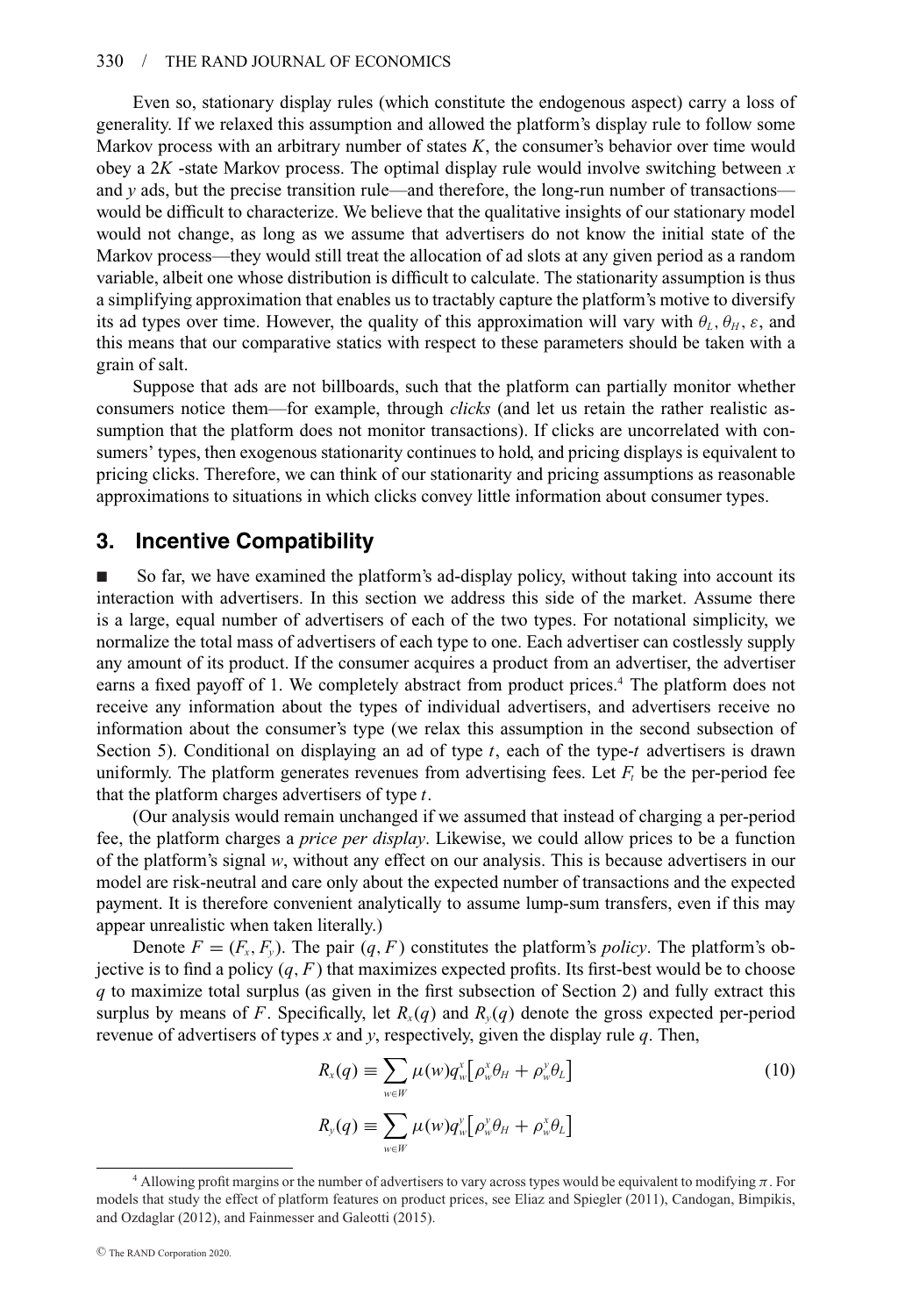Even so, stationary display rules (which constitute the endogenous aspect) carry a loss of generality. If we relaxed this assumption and allowed the platform's display rule to follow some Markov process with an arbitrary number of states $K$, the consumer's behavior over time would obey a $2K$ -state Markov process. The optimal display rule would involve switching between $x$ and $y$ ads, but the precise transition rule—and therefore, the long-run number of transactions—would be difficult to characterize. We believe that the qualitative insights of our stationary model would not change, as long as we assume that advertisers do not know the initial state of the Markov process—they would still treat the allocation of ad slots at any given period as a random variable, albeit one whose distribution is difficult to calculate. The stationarity assumption is thus a simplifying approximation that enables us to tractably capture the platform's motive to diversify its ad types over time. However, the quality of this approximation will vary with $\theta_L$, $\theta_H$, $\varepsilon$, and this means that our comparative statics with respect to these parameters should be taken with a grain of salt.

Suppose that ads are not billboards, such that the platform can partially monitor whether consumers notice them—for example, through *clicks* (and let us retain the rather realistic assumption that the platform does not monitor transactions). If clicks are uncorrelated with consumers' types, then exogenous stationarity continues to hold, and pricing displays is equivalent to pricing clicks. Therefore, we can think of our stationarity and pricing assumptions as reasonable approximations to situations in which clicks convey little information about consumer types.

## 3. Incentive Compatibility

■ So far, we have examined the platform's ad-display policy, without taking into account its interaction with advertisers. In this section we address this side of the market. Assume there is a large, equal number of advertisers of each of the two types. For notational simplicity, we normalize the total mass of advertisers of each type to one. Each advertiser can costlessly supply any amount of its product. If the consumer acquires a product from an advertiser, the advertiser earns a fixed payoff of 1. We completely abstract from product prices.[4] The platform does not receive any information about the types of individual advertisers, and advertisers receive no information about the consumer's type (we relax this assumption in the second subsection of Section 5). Conditional on displaying an ad of type $t$, each of the type-$t$ advertisers is drawn uniformly. The platform generates revenues from advertising fees. Let $F_t$ be the per-period fee that the platform charges advertisers of type $t$.

(Our analysis would remain unchanged if we assumed that instead of charging a per-period fee, the platform charges a *price per display*. Likewise, we could allow prices to be a function of the platform's signal $w$, without any effect on our analysis. This is because advertisers in our model are risk-neutral and care only about the expected number of transactions and the expected payment. It is therefore convenient analytically to assume lump-sum transfers, even if this may appear unrealistic when taken literally.)

Denote $F = (F_x, F_y)$. The pair $(q, F)$ constitutes the platform's *policy*. The platform's objective is to find a policy $(q, F)$ that maximizes expected profits. Its first-best would be to choose $q$ to maximize total surplus (as given in the first subsection of Section 2) and fully extract this surplus by means of $F$. Specifically, let $R_x(q)$ and $R_y(q)$ denote the gross expected per-period revenue of advertisers of types $x$ and $y$, respectively, given the display rule $q$. Then,

$$R_x(q) \equiv \sum_{w \in W} \mu(w) q_w^x \left[ \rho_w^x \theta_H + \rho_w^y \theta_L \right] \tag{10}$$

$$R_y(q) \equiv \sum_{w \in W} \mu(w) q_w^y \left[ \rho_w^y \theta_H + \rho_w^x \theta_L \right]$$

---

[4] Allowing profit margins or the number of advertisers to vary across types would be equivalent to modifying $\pi$. For models that study the effect of platform features on product prices, see Eliaz and Spiegler (2011), Candogan, Bimpikis, and Ozdaglar (2012), and Fainmesser and Galeotti (2015).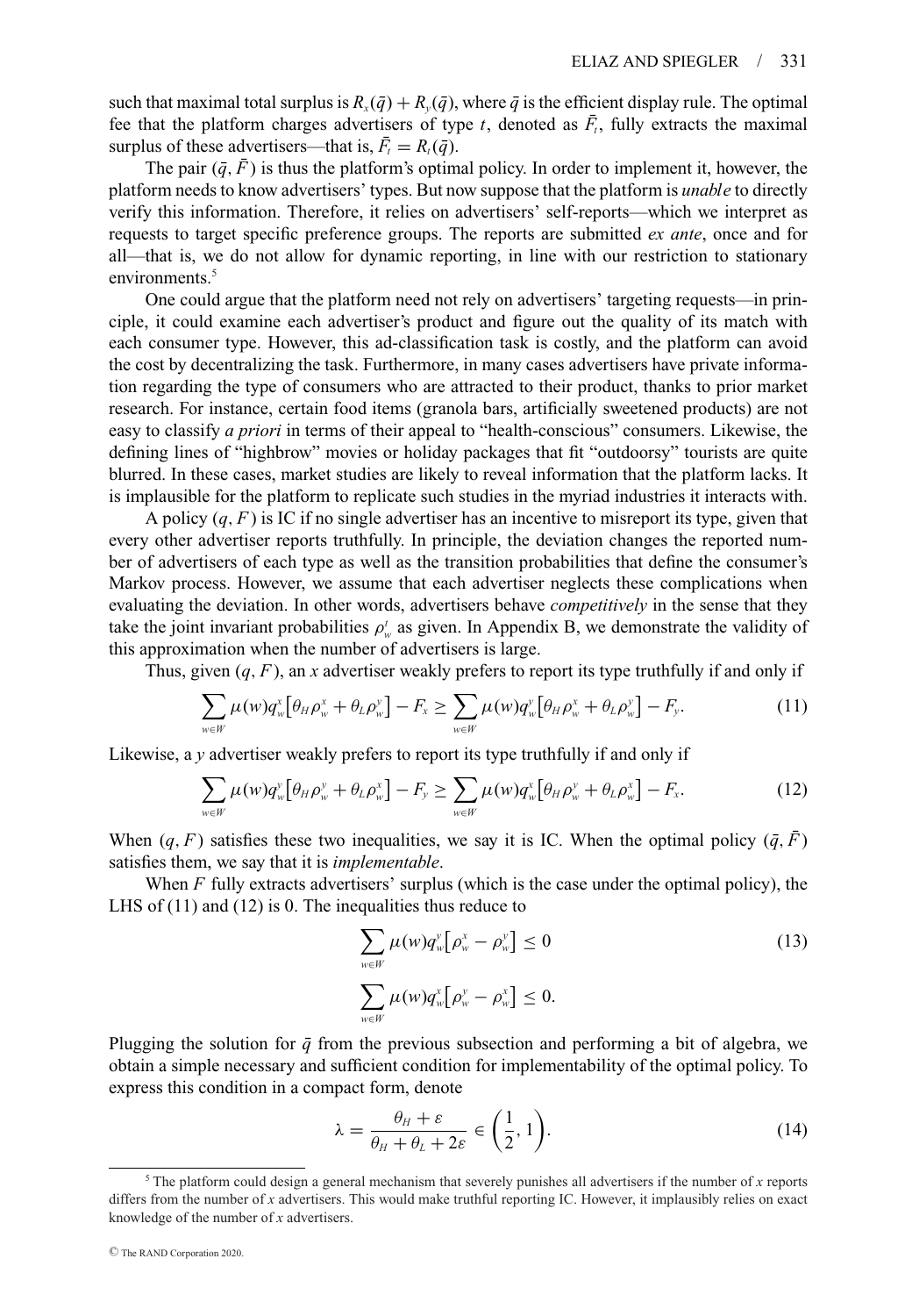such that maximal total surplus is $R_x(\bar{q}) + R_y(\bar{q})$, where $\bar{q}$ is the efficient display rule. The optimal fee that the platform charges advertisers of type $t$, denoted as $\bar{F}_t$, fully extracts the maximal surplus of these advertisers—that is, $\bar{F}_t = R_t(\bar{q})$.

The pair $(\bar{q}, \bar{F})$ is thus the platform's optimal policy. In order to implement it, however, the platform needs to know advertisers' types. But now suppose that the platform is *unable* to directly verify this information. Therefore, it relies on advertisers' self-reports—which we interpret as requests to target specific preference groups. The reports are submitted *ex ante*, once and for all—that is, we do not allow for dynamic reporting, in line with our restriction to stationary environments.[5]

One could argue that the platform need not rely on advertisers' targeting requests—in principle, it could examine each advertiser's product and figure out the quality of its match with each consumer type. However, this ad-classification task is costly, and the platform can avoid the cost by decentralizing the task. Furthermore, in many cases advertisers have private information regarding the type of consumers who are attracted to their product, thanks to prior market research. For instance, certain food items (granola bars, artificially sweetened products) are not easy to classify *a priori* in terms of their appeal to "health-conscious" consumers. Likewise, the defining lines of "highbrow" movies or holiday packages that fit "outdoorsy" tourists are quite blurred. In these cases, market studies are likely to reveal information that the platform lacks. It is implausible for the platform to replicate such studies in the myriad industries it interacts with.

A policy $(q, F)$ is IC if no single advertiser has an incentive to misreport its type, given that every other advertiser reports truthfully. In principle, the deviation changes the reported number of advertisers of each type as well as the transition probabilities that define the consumer's Markov process. However, we assume that each advertiser neglects these complications when evaluating the deviation. In other words, advertisers behave *competitively* in the sense that they take the joint invariant probabilities $\rho^t_w$ as given. In Appendix B, we demonstrate the validity of this approximation when the number of advertisers is large.

Thus, given $(q, F)$, an $x$ advertiser weakly prefers to report its type truthfully if and only if

$$\sum_{w \in W} \mu(w) q^x_w \big[\theta_H \rho^x_w + \theta_L \rho^y_w\big] - F_x \geq \sum_{w \in W} \mu(w) q^y_w \big[\theta_H \rho^x_w + \theta_L \rho^y_w\big] - F_y. \tag{11}$$

Likewise, a $y$ advertiser weakly prefers to report its type truthfully if and only if

$$\sum_{w \in W} \mu(w) q^y_w \big[\theta_H \rho^y_w + \theta_L \rho^x_w\big] - F_y \geq \sum_{w \in W} \mu(w) q^x_w \big[\theta_H \rho^y_w + \theta_L \rho^x_w\big] - F_x. \tag{12}$$

When $(q, F)$ satisfies these two inequalities, we say it is IC. When the optimal policy $(\bar{q}, \bar{F})$ satisfies them, we say that it is *implementable*.

When $F$ fully extracts advertisers' surplus (which is the case under the optimal policy), the LHS of (11) and (12) is 0. The inequalities thus reduce to

$$\sum_{w \in W} \mu(w) q^y_w \big[\rho^x_w - \rho^y_w\big] \leq 0 \tag{13}$$

$$\sum_{w \in W} \mu(w) q^x_w \big[\rho^y_w - \rho^x_w\big] \leq 0.$$

Plugging the solution for $\bar{q}$ from the previous subsection and performing a bit of algebra, we obtain a simple necessary and sufficient condition for implementability of the optimal policy. To express this condition in a compact form, denote

$$\lambda = \frac{\theta_H + \varepsilon}{\theta_H + \theta_L + 2\varepsilon} \in \left(\frac{1}{2}, 1\right). \tag{14}$$

[5] The platform could design a general mechanism that severely punishes all advertisers if the number of $x$ reports differs from the number of $x$ advertisers. This would make truthful reporting IC. However, it implausibly relies on exact knowledge of the number of $x$ advertisers.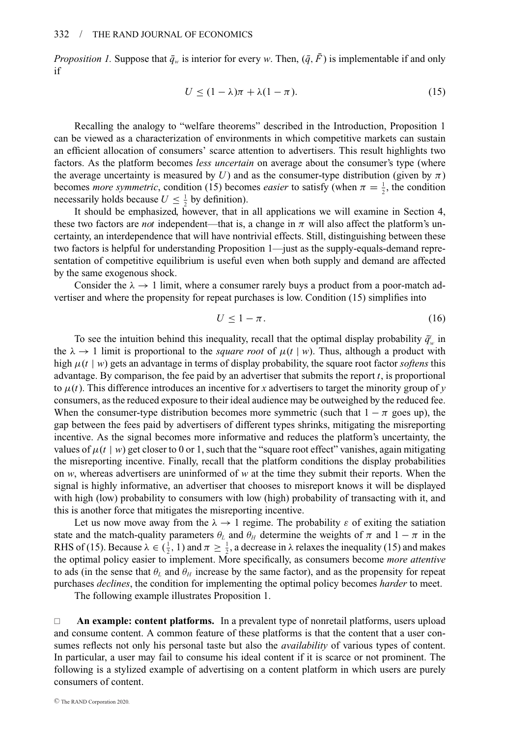*Proposition 1.* Suppose that $\bar{q}_w$ is interior for every $w$. Then, $(\bar{q}, \bar{F})$ is implementable if and only if

$$U \leq (1 - \lambda)\pi + \lambda(1 - \pi). \tag{15}$$

Recalling the analogy to "welfare theorems" described in the Introduction, Proposition 1 can be viewed as a characterization of environments in which competitive markets can sustain an efficient allocation of consumers' scarce attention to advertisers. This result highlights two factors. As the platform becomes *less uncertain* on average about the consumer's type (where the average uncertainty is measured by $U$) and as the consumer-type distribution (given by $\pi$) becomes *more symmetric*, condition (15) becomes *easier* to satisfy (when $\pi = \frac{1}{2}$, the condition necessarily holds because $U \leq \frac{1}{2}$ by definition).

It should be emphasized, however, that in all applications we will examine in Section 4, these two factors are *not* independent—that is, a change in $\pi$ will also affect the platform's uncertainty, an interdependence that will have nontrivial effects. Still, distinguishing between these two factors is helpful for understanding Proposition 1—just as the supply-equals-demand representation of competitive equilibrium is useful even when both supply and demand are affected by the same exogenous shock.

Consider the $\lambda \to 1$ limit, where a consumer rarely buys a product from a poor-match advertiser and where the propensity for repeat purchases is low. Condition (15) simplifies into

$$U \leq 1 - \pi. \tag{16}$$

To see the intuition behind this inequality, recall that the optimal display probability $\bar{q}^t_w$ in the $\lambda \to 1$ limit is proportional to the *square root* of $\mu(t \mid w)$. Thus, although a product with high $\mu(t \mid w)$ gets an advantage in terms of display probability, the square root factor *softens* this advantage. By comparison, the fee paid by an advertiser that submits the report $t$, is proportional to $\mu(t)$. This difference introduces an incentive for $x$ advertisers to target the minority group of $y$ consumers, as the reduced exposure to their ideal audience may be outweighed by the reduced fee. When the consumer-type distribution becomes more symmetric (such that $1 - \pi$ goes up), the gap between the fees paid by advertisers of different types shrinks, mitigating the misreporting incentive. As the signal becomes more informative and reduces the platform's uncertainty, the values of $\mu(t \mid w)$ get closer to 0 or 1, such that the "square root effect" vanishes, again mitigating the misreporting incentive. Finally, recall that the platform conditions the display probabilities on $w$, whereas advertisers are uninformed of $w$ at the time they submit their reports. When the signal is highly informative, an advertiser that chooses to misreport knows it will be displayed with high (low) probability to consumers with low (high) probability of transacting with it, and this is another force that mitigates the misreporting incentive.

Let us now move away from the $\lambda \to 1$ regime. The probability $\varepsilon$ of exiting the satiation state and the match-quality parameters $\theta_L$ and $\theta_H$ determine the weights of $\pi$ and $1 - \pi$ in the RHS of (15). Because $\lambda \in (\frac{1}{2}, 1)$ and $\pi \geq \frac{1}{2}$, a decrease in $\lambda$ relaxes the inequality (15) and makes the optimal policy easier to implement. More specifically, as consumers become *more attentive* to ads (in the sense that $\theta_L$ and $\theta_H$ increase by the same factor), and as the propensity for repeat purchases *declines*, the condition for implementing the optimal policy becomes *harder* to meet.

The following example illustrates Proposition 1.

□ **An example: content platforms.** In a prevalent type of nonretail platforms, users upload and consume content. A common feature of these platforms is that the content that a user consumes reflects not only his personal taste but also the *availability* of various types of content. In particular, a user may fail to consume his ideal content if it is scarce or not prominent. The following is a stylized example of advertising on a content platform in which users are purely consumers of content.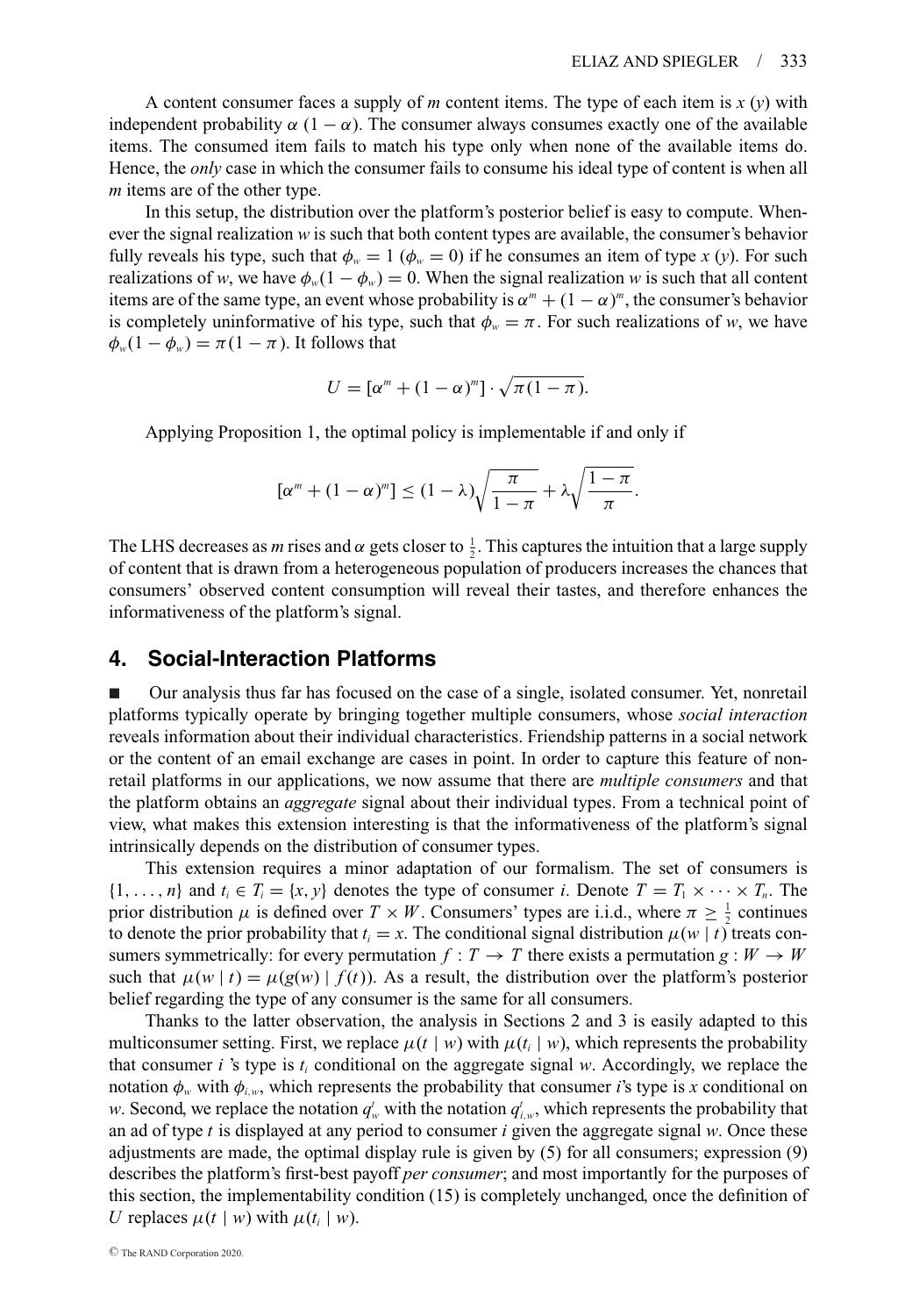A content consumer faces a supply of $m$ content items. The type of each item is $x$ ($y$) with independent probability $\alpha$ ($1 - \alpha$). The consumer always consumes exactly one of the available items. The consumed item fails to match his type only when none of the available items do. Hence, the *only* case in which the consumer fails to consume his ideal type of content is when all $m$ items are of the other type.

In this setup, the distribution over the platform's posterior belief is easy to compute. Whenever the signal realization $w$ is such that both content types are available, the consumer's behavior fully reveals his type, such that $\phi_w = 1$ ($\phi_w = 0$) if he consumes an item of type $x$ ($y$). For such realizations of $w$, we have $\phi_w(1 - \phi_w) = 0$. When the signal realization $w$ is such that all content items are of the same type, an event whose probability is $\alpha^m + (1 - \alpha)^m$, the consumer's behavior is completely uninformative of his type, such that $\phi_w = \pi$. For such realizations of $w$, we have $\phi_w(1 - \phi_w) = \pi(1 - \pi)$. It follows that

$$U = [\alpha^m + (1 - \alpha)^m] \cdot \sqrt{\pi(1 - \pi)}.$$

Applying Proposition 1, the optimal policy is implementable if and only if

$$[\alpha^m + (1 - \alpha)^m] \le (1 - \lambda)\sqrt{\frac{\pi}{1 - \pi}} + \lambda\sqrt{\frac{1 - \pi}{\pi}}.$$

The LHS decreases as $m$ rises and $\alpha$ gets closer to $\frac{1}{2}$. This captures the intuition that a large supply of content that is drawn from a heterogeneous population of producers increases the chances that consumers' observed content consumption will reveal their tastes, and therefore enhances the informativeness of the platform's signal.

## 4. Social-Interaction Platforms

■ Our analysis thus far has focused on the case of a single, isolated consumer. Yet, nonretail platforms typically operate by bringing together multiple consumers, whose *social interaction* reveals information about their individual characteristics. Friendship patterns in a social network or the content of an email exchange are cases in point. In order to capture this feature of nonretail platforms in our applications, we now assume that there are *multiple consumers* and that the platform obtains an *aggregate* signal about their individual types. From a technical point of view, what makes this extension interesting is that the informativeness of the platform's signal intrinsically depends on the distribution of consumer types.

This extension requires a minor adaptation of our formalism. The set of consumers is $\{1, \ldots, n\}$ and $t_i \in T_i = \{x, y\}$ denotes the type of consumer $i$. Denote $T = T_1 \times \cdots \times T_n$. The prior distribution $\mu$ is defined over $T \times W$. Consumers' types are i.i.d., where $\pi \ge \frac{1}{2}$ continues to denote the prior probability that $t_i = x$. The conditional signal distribution $\mu(w \mid t)$ treats consumers symmetrically: for every permutation $f : T \to T$ there exists a permutation $g : W \to W$ such that $\mu(w \mid t) = \mu(g(w) \mid f(t))$. As a result, the distribution over the platform's posterior belief regarding the type of any consumer is the same for all consumers.

Thanks to the latter observation, the analysis in Sections 2 and 3 is easily adapted to this multiconsumer setting. First, we replace $\mu(t \mid w)$ with $\mu(t_i \mid w)$, which represents the probability that consumer $i$'s type is $t_i$ conditional on the aggregate signal $w$. Accordingly, we replace the notation $\phi_w$ with $\phi_{i,w}$, which represents the probability that consumer $i$'s type is $x$ conditional on $w$. Second, we replace the notation $q^t_w$ with the notation $q^t_{i,w}$, which represents the probability that an ad of type $t$ is displayed at any period to consumer $i$ given the aggregate signal $w$. Once these adjustments are made, the optimal display rule is given by (5) for all consumers; expression (9) describes the platform's first-best payoff *per consumer*; and most importantly for the purposes of this section, the implementability condition (15) is completely unchanged, once the definition of $U$ replaces $\mu(t \mid w)$ with $\mu(t_i \mid w)$.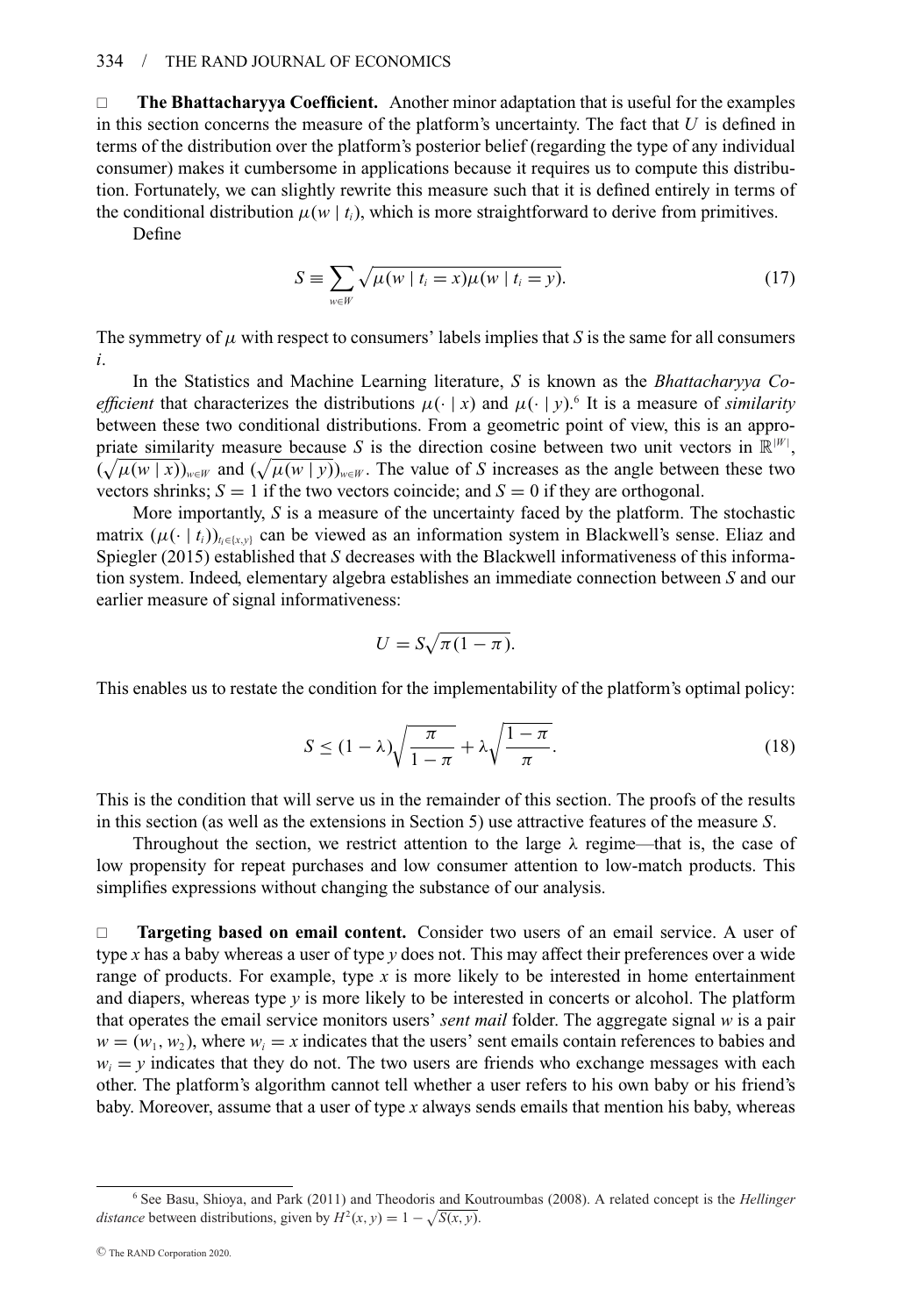**The Bhattacharyya Coefficient.** Another minor adaptation that is useful for the examples in this section concerns the measure of the platform's uncertainty. The fact that $U$ is defined in terms of the distribution over the platform's posterior belief (regarding the type of any individual consumer) makes it cumbersome in applications because it requires us to compute this distribution. Fortunately, we can slightly rewrite this measure such that it is defined entirely in terms of the conditional distribution $\mu(w \mid t_i)$, which is more straightforward to derive from primitives.

Define

$$S \equiv \sum_{w \in W} \sqrt{\mu(w \mid t_i = x)\mu(w \mid t_i = y)}. \tag{17}$$

The symmetry of $\mu$ with respect to consumers' labels implies that $S$ is the same for all consumers $i$.

In the Statistics and Machine Learning literature, $S$ is known as the *Bhattacharyya Coefficient* that characterizes the distributions $\mu(\cdot \mid x)$ and $\mu(\cdot \mid y)$.[6] It is a measure of *similarity* between these two conditional distributions. From a geometric point of view, this is an appropriate similarity measure because $S$ is the direction cosine between two unit vectors in $\mathbb{R}^{|W|}$, $(\sqrt{\mu(w \mid x)})_{w \in W}$ and $(\sqrt{\mu(w \mid y)})_{w \in W}$. The value of $S$ increases as the angle between these two vectors shrinks; $S = 1$ if the two vectors coincide; and $S = 0$ if they are orthogonal.

More importantly, $S$ is a measure of the uncertainty faced by the platform. The stochastic matrix $(\mu(\cdot \mid t_i))_{t_i \in \{x,y\}}$ can be viewed as an information system in Blackwell's sense. Eliaz and Spiegler (2015) established that $S$ decreases with the Blackwell informativeness of this information system. Indeed, elementary algebra establishes an immediate connection between $S$ and our earlier measure of signal informativeness:

$$U = S\sqrt{\pi(1-\pi)}.$$

This enables us to restate the condition for the implementability of the platform's optimal policy:

$$S \leq (1-\lambda)\sqrt{\frac{\pi}{1-\pi}} + \lambda\sqrt{\frac{1-\pi}{\pi}}. \tag{18}$$

This is the condition that will serve us in the remainder of this section. The proofs of the results in this section (as well as the extensions in Section 5) use attractive features of the measure $S$.

Throughout the section, we restrict attention to the large $\lambda$ regime—that is, the case of low propensity for repeat purchases and low consumer attention to low-match products. This simplifies expressions without changing the substance of our analysis.

**Targeting based on email content.** Consider two users of an email service. A user of type $x$ has a baby whereas a user of type $y$ does not. This may affect their preferences over a wide range of products. For example, type $x$ is more likely to be interested in home entertainment and diapers, whereas type $y$ is more likely to be interested in concerts or alcohol. The platform that operates the email service monitors users' *sent mail* folder. The aggregate signal $w$ is a pair $w = (w_1, w_2)$, where $w_i = x$ indicates that the users' sent emails contain references to babies and $w_i = y$ indicates that they do not. The two users are friends who exchange messages with each other. The platform's algorithm cannot tell whether a user refers to his own baby or his friend's baby. Moreover, assume that a user of type $x$ always sends emails that mention his baby, whereas

[6] See Basu, Shioya, and Park (2011) and Theodoris and Koutroumbas (2008). A related concept is the *Hellinger distance* between distributions, given by $H^2(x, y) = 1 - \sqrt{S(x, y)}$.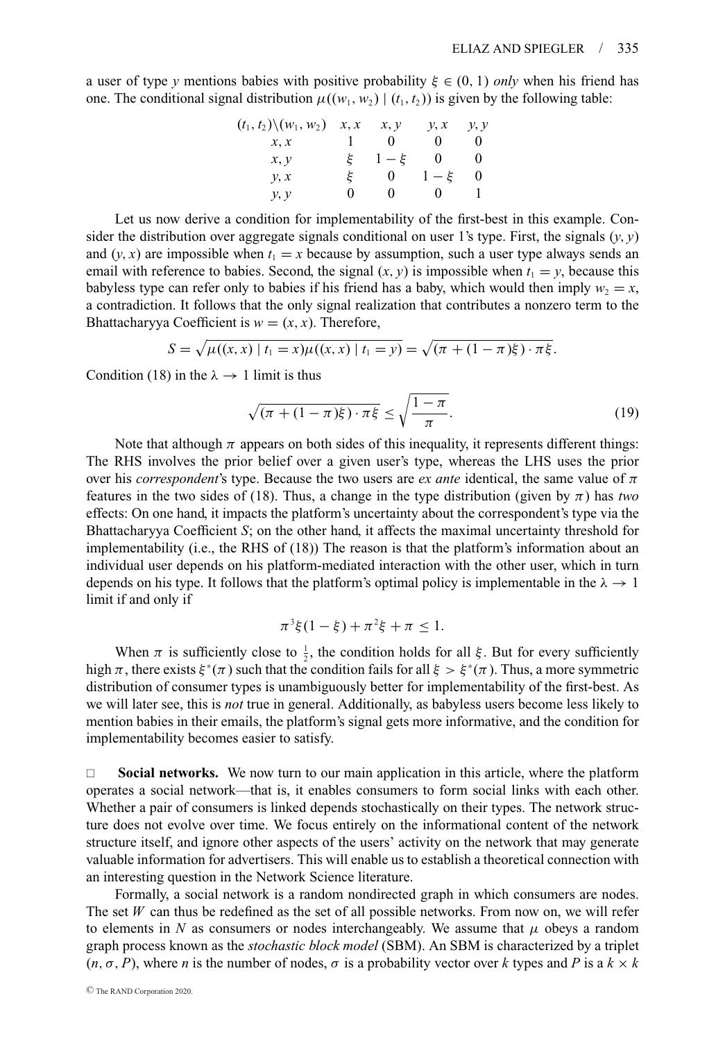a user of type $y$ mentions babies with positive probability $\xi \in (0, 1)$ *only* when his friend has one. The conditional signal distribution $\mu((w_1, w_2) \mid (t_1, t_2))$ is given by the following table:

| $(t_1, t_2)\backslash(w_1, w_2)$ | $x, x$ | $x, y$ | $y, x$ | $y, y$ |
|---|---|---|---|---|
| $x, x$ | 1 | 0 | 0 | 0 |
| $x, y$ | $\xi$ | $1 - \xi$ | 0 | 0 |
| $y, x$ | $\xi$ | 0 | $1 - \xi$ | 0 |
| $y, y$ | 0 | 0 | 0 | 1 |

Let us now derive a condition for implementability of the first-best in this example. Consider the distribution over aggregate signals conditional on user 1's type. First, the signals $(y, y)$ and $(y, x)$ are impossible when $t_1 = x$ because by assumption, such a user type always sends an email with reference to babies. Second, the signal $(x, y)$ is impossible when $t_1 = y$, because this babyless type can refer only to babies if his friend has a baby, which would then imply $w_2 = x$, a contradiction. It follows that the only signal realization that contributes a nonzero term to the Bhattacharyya Coefficient is $w = (x, x)$. Therefore,

$$S = \sqrt{\mu((x, x) \mid t_1 = x)\mu((x, x) \mid t_1 = y)} = \sqrt{(\pi + (1 - \pi)\xi) \cdot \pi\xi}.$$

Condition (18) in the $\lambda \to 1$ limit is thus

$$\sqrt{(\pi + (1 - \pi)\xi) \cdot \pi\xi} \leq \sqrt{\frac{1 - \pi}{\pi}}. \tag{19}$$

Note that although $\pi$ appears on both sides of this inequality, it represents different things: The RHS involves the prior belief over a given user's type, whereas the LHS uses the prior over his *correspondent*'s type. Because the two users are *ex ante* identical, the same value of $\pi$ features in the two sides of (18). Thus, a change in the type distribution (given by $\pi$) has *two* effects: On one hand, it impacts the platform's uncertainty about the correspondent's type via the Bhattacharyya Coefficient $S$; on the other hand, it affects the maximal uncertainty threshold for implementability (i.e., the RHS of (18)) The reason is that the platform's information about an individual user depends on his platform-mediated interaction with the other user, which in turn depends on his type. It follows that the platform's optimal policy is implementable in the $\lambda \to 1$ limit if and only if

$$\pi^3\xi(1 - \xi) + \pi^2\xi + \pi \leq 1.$$

When $\pi$ is sufficiently close to $\frac{1}{2}$, the condition holds for all $\xi$. But for every sufficiently high $\pi$, there exists $\xi^*(\pi)$ such that the condition fails for all $\xi > \xi^*(\pi)$. Thus, a more symmetric distribution of consumer types is unambiguously better for implementability of the first-best. As we will later see, this is *not* true in general. Additionally, as babyless users become less likely to mention babies in their emails, the platform's signal gets more informative, and the condition for implementability becomes easier to satisfy.

□ **Social networks.** We now turn to our main application in this article, where the platform operates a social network—that is, it enables consumers to form social links with each other. Whether a pair of consumers is linked depends stochastically on their types. The network structure does not evolve over time. We focus entirely on the informational content of the network structure itself, and ignore other aspects of the users' activity on the network that may generate valuable information for advertisers. This will enable us to establish a theoretical connection with an interesting question in the Network Science literature.

Formally, a social network is a random nondirected graph in which consumers are nodes. The set $W$ can thus be redefined as the set of all possible networks. From now on, we will refer to elements in $N$ as consumers or nodes interchangeably. We assume that $\mu$ obeys a random graph process known as the *stochastic block model* (SBM). An SBM is characterized by a triplet $(n, \sigma, P)$, where $n$ is the number of nodes, $\sigma$ is a probability vector over $k$ types and $P$ is a $k \times k$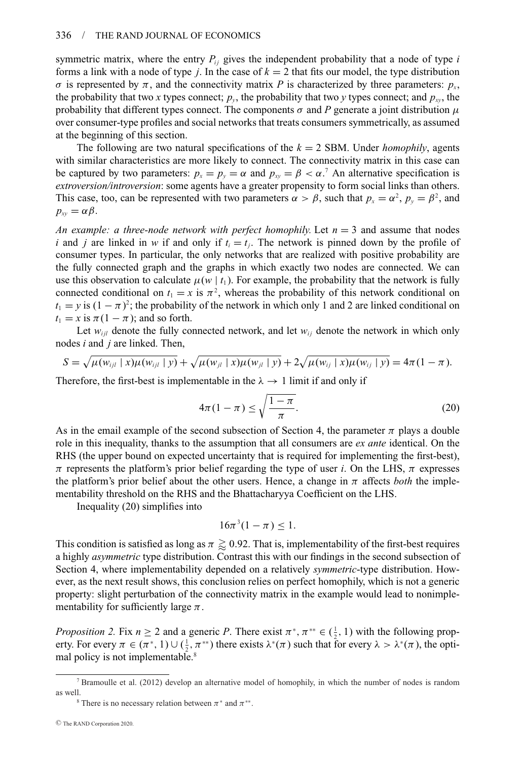symmetric matrix, where the entry $P_{ij}$ gives the independent probability that a node of type $i$ forms a link with a node of type $j$. In the case of $k = 2$ that fits our model, the type distribution $\sigma$ is represented by $\pi$, and the connectivity matrix $P$ is characterized by three parameters: $p_x$, the probability that two $x$ types connect; $p_y$, the probability that two $y$ types connect; and $p_{xy}$, the probability that different types connect. The components $\sigma$ and $P$ generate a joint distribution $\mu$ over consumer-type profiles and social networks that treats consumers symmetrically, as assumed at the beginning of this section.

The following are two natural specifications of the $k = 2$ SBM. Under *homophily*, agents with similar characteristics are more likely to connect. The connectivity matrix in this case can be captured by two parameters: $p_x = p_y = \alpha$ and $p_{xy} = \beta < \alpha$.[7] An alternative specification is *extroversion/introversion*: some agents have a greater propensity to form social links than others. This case, too, can be represented with two parameters $\alpha > \beta$, such that $p_x = \alpha^2$, $p_y = \beta^2$, and $p_{xy} = \alpha\beta$.

*An example: a three-node network with perfect homophily.* Let $n = 3$ and assume that nodes $i$ and $j$ are linked in $w$ if and only if $t_i = t_j$. The network is pinned down by the profile of consumer types. In particular, the only networks that are realized with positive probability are the fully connected graph and the graphs in which exactly two nodes are connected. We can use this observation to calculate $\mu(w \mid t_1)$. For example, the probability that the network is fully connected conditional on $t_1 = x$ is $\pi^2$, whereas the probability of this network conditional on $t_1 = y$ is $(1 - \pi)^2$; the probability of the network in which only 1 and 2 are linked conditional on $t_1 = x$ is $\pi(1 - \pi)$; and so forth.

Let $w_{ijl}$ denote the fully connected network, and let $w_{ij}$ denote the network in which only nodes $i$ and $j$ are linked. Then,

$$S = \sqrt{\mu(w_{ijl} \mid x)\mu(w_{ijl} \mid y)} + \sqrt{\mu(w_{jl} \mid x)\mu(w_{jl} \mid y)} + 2\sqrt{\mu(w_{ij} \mid x)\mu(w_{ij} \mid y)} = 4\pi(1 - \pi).$$

Therefore, the first-best is implementable in the $\lambda \to 1$ limit if and only if

$$4\pi(1 - \pi) \leq \sqrt{\frac{1 - \pi}{\pi}}. \tag{20}$$

As in the email example of the second subsection of Section 4, the parameter $\pi$ plays a double role in this inequality, thanks to the assumption that all consumers are *ex ante* identical. On the RHS (the upper bound on expected uncertainty that is required for implementing the first-best), $\pi$ represents the platform's prior belief regarding the type of user $i$. On the LHS, $\pi$ expresses the platform's prior belief about the other users. Hence, a change in $\pi$ affects *both* the implementability threshold on the RHS and the Bhattacharyya Coefficient on the LHS.

Inequality (20) simplifies into

$$16\pi^3(1 - \pi) \leq 1.$$

This condition is satisfied as long as $\pi \gtrapprox 0.92$. That is, implementability of the first-best requires a highly *asymmetric* type distribution. Contrast this with our findings in the second subsection of Section 4, where implementability depended on a relatively *symmetric*-type distribution. However, as the next result shows, this conclusion relies on perfect homophily, which is not a generic property: slight perturbation of the connectivity matrix in the example would lead to nonimplementability for sufficiently large $\pi$.

*Proposition 2.* Fix $n \geq 2$ and a generic $P$. There exist $\pi^*, \pi^{**} \in (\frac{1}{2}, 1)$ with the following property. For every $\pi \in (\pi^*, 1) \cup (\frac{1}{2}, \pi^{**})$ there exists $\lambda^*(\pi)$ such that for every $\lambda > \lambda^*(\pi)$, the optimal policy is not implementable.[8]

---

[7] Bramoulle et al. (2012) develop an alternative model of homophily, in which the number of nodes is random as well.

[8] There is no necessary relation between $\pi^*$ and $\pi^{**}$.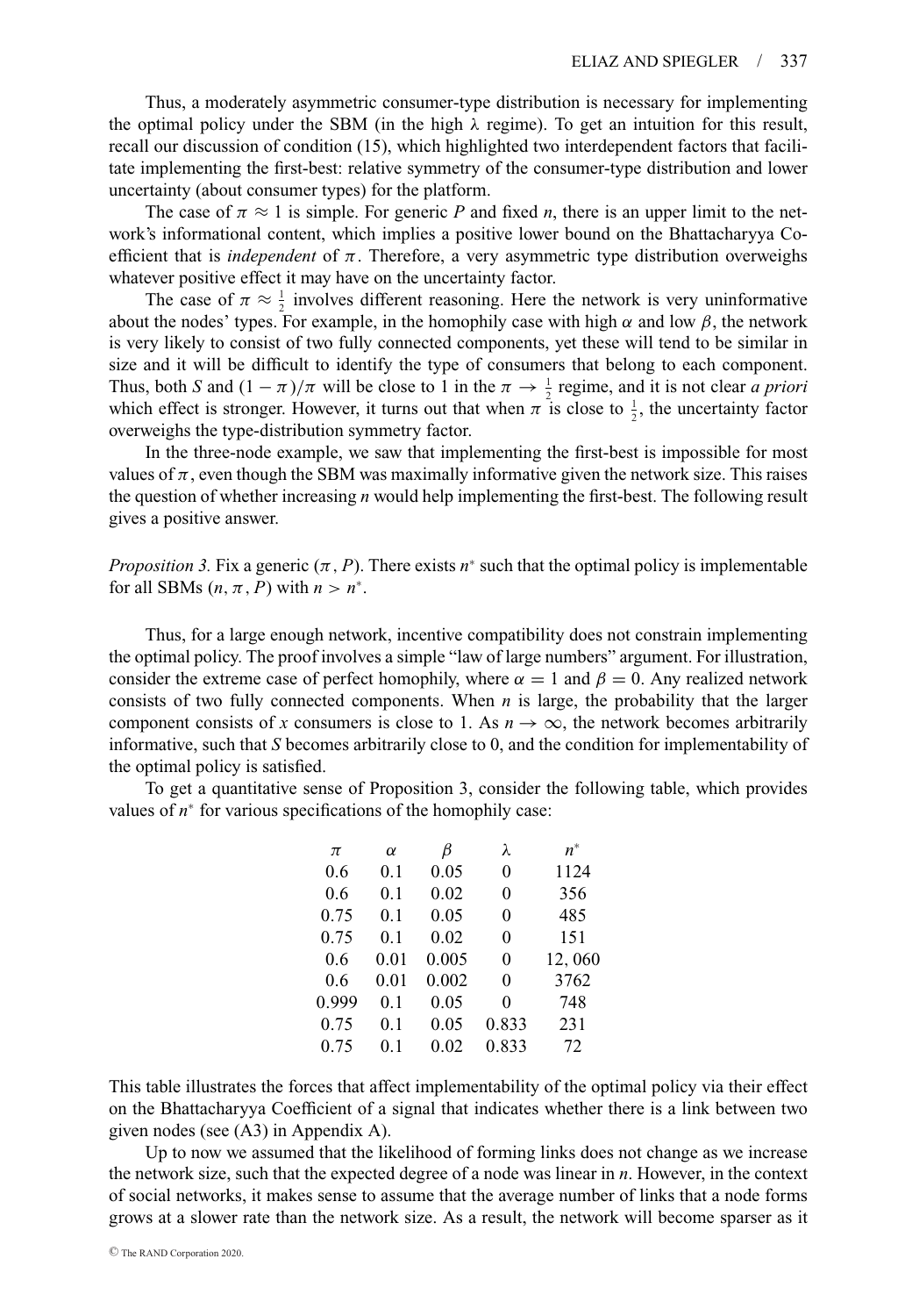Thus, a moderately asymmetric consumer-type distribution is necessary for implementing the optimal policy under the SBM (in the high $\lambda$ regime). To get an intuition for this result, recall our discussion of condition (15), which highlighted two interdependent factors that facilitate implementing the first-best: relative symmetry of the consumer-type distribution and lower uncertainty (about consumer types) for the platform.

The case of $\pi \approx 1$ is simple. For generic $P$ and fixed $n$, there is an upper limit to the network's informational content, which implies a positive lower bound on the Bhattacharyya Coefficient that is *independent* of $\pi$. Therefore, a very asymmetric type distribution overweighs whatever positive effect it may have on the uncertainty factor.

The case of $\pi \approx \frac{1}{2}$ involves different reasoning. Here the network is very uninformative about the nodes' types. For example, in the homophily case with high $\alpha$ and low $\beta$, the network is very likely to consist of two fully connected components, yet these will tend to be similar in size and it will be difficult to identify the type of consumers that belong to each component. Thus, both $S$ and $(1 - \pi)/\pi$ will be close to 1 in the $\pi \to \frac{1}{2}$ regime, and it is not clear *a priori* which effect is stronger. However, it turns out that when $\pi$ is close to $\frac{1}{2}$, the uncertainty factor overweighs the type-distribution symmetry factor.

In the three-node example, we saw that implementing the first-best is impossible for most values of $\pi$, even though the SBM was maximally informative given the network size. This raises the question of whether increasing $n$ would help implementing the first-best. The following result gives a positive answer.

*Proposition 3.* Fix a generic $(\pi, P)$. There exists $n^*$ such that the optimal policy is implementable for all SBMs $(n, \pi, P)$ with $n > n^*$.

Thus, for a large enough network, incentive compatibility does not constrain implementing the optimal policy. The proof involves a simple "law of large numbers" argument. For illustration, consider the extreme case of perfect homophily, where $\alpha = 1$ and $\beta = 0$. Any realized network consists of two fully connected components. When $n$ is large, the probability that the larger component consists of $x$ consumers is close to 1. As $n \to \infty$, the network becomes arbitrarily informative, such that $S$ becomes arbitrarily close to 0, and the condition for implementability of the optimal policy is satisfied.

To get a quantitative sense of Proposition 3, consider the following table, which provides values of $n^*$ for various specifications of the homophily case:

| $\pi$ | $\alpha$ | $\beta$ | $\lambda$ | $n^*$ |
|---|---|---|---|---|
| 0.6 | 0.1 | 0.05 | 0 | 1124 |
| 0.6 | 0.1 | 0.02 | 0 | 356 |
| 0.75 | 0.1 | 0.05 | 0 | 485 |
| 0.75 | 0.1 | 0.02 | 0 | 151 |
| 0.6 | 0.01 | 0.005 | 0 | 12, 060 |
| 0.6 | 0.01 | 0.002 | 0 | 3762 |
| 0.999 | 0.1 | 0.05 | 0 | 748 |
| 0.75 | 0.1 | 0.05 | 0.833 | 231 |
| 0.75 | 0.1 | 0.02 | 0.833 | 72 |

This table illustrates the forces that affect implementability of the optimal policy via their effect on the Bhattacharyya Coefficient of a signal that indicates whether there is a link between two given nodes (see (A3) in Appendix A).

Up to now we assumed that the likelihood of forming links does not change as we increase the network size, such that the expected degree of a node was linear in $n$. However, in the context of social networks, it makes sense to assume that the average number of links that a node forms grows at a slower rate than the network size. As a result, the network will become sparser as it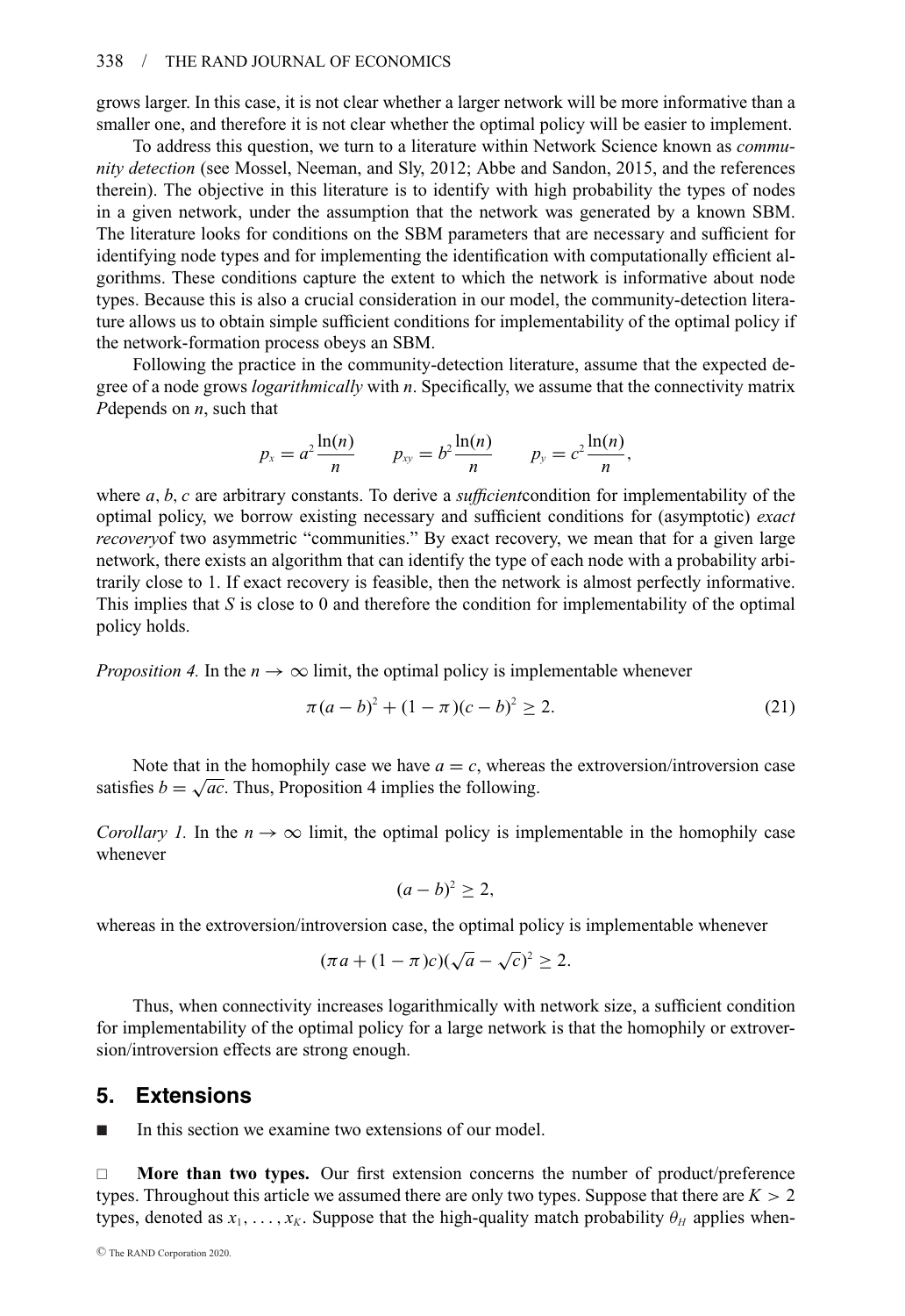grows larger. In this case, it is not clear whether a larger network will be more informative than a smaller one, and therefore it is not clear whether the optimal policy will be easier to implement.

To address this question, we turn to a literature within Network Science known as *community detection* (see Mossel, Neeman, and Sly, 2012; Abbe and Sandon, 2015, and the references therein). The objective in this literature is to identify with high probability the types of nodes in a given network, under the assumption that the network was generated by a known SBM. The literature looks for conditions on the SBM parameters that are necessary and sufficient for identifying node types and for implementing the identification with computationally efficient algorithms. These conditions capture the extent to which the network is informative about node types. Because this is also a crucial consideration in our model, the community-detection literature allows us to obtain simple sufficient conditions for implementability of the optimal policy if the network-formation process obeys an SBM.

Following the practice in the community-detection literature, assume that the expected degree of a node grows *logarithmically* with $n$. Specifically, we assume that the connectivity matrix $P$depends on $n$, such that

$$p_x = a^2\frac{\ln(n)}{n} \qquad p_{xy} = b^2\frac{\ln(n)}{n} \qquad p_y = c^2\frac{\ln(n)}{n},$$

where $a$, $b$, $c$ are arbitrary constants. To derive a *sufficient*condition for implementability of the optimal policy, we borrow existing necessary and sufficient conditions for (asymptotic) *exact recovery*of two asymmetric "communities." By exact recovery, we mean that for a given large network, there exists an algorithm that can identify the type of each node with a probability arbitrarily close to 1. If exact recovery is feasible, then the network is almost perfectly informative. This implies that $S$ is close to 0 and therefore the condition for implementability of the optimal policy holds.

*Proposition 4.* In the $n \to \infty$ limit, the optimal policy is implementable whenever

$$\pi(a-b)^2 + (1-\pi)(c-b)^2 \geq 2. \tag{21}$$

Note that in the homophily case we have $a = c$, whereas the extroversion/introversion case satisfies $b = \sqrt{ac}$. Thus, Proposition 4 implies the following.

*Corollary 1.* In the $n \to \infty$ limit, the optimal policy is implementable in the homophily case whenever

$$(a-b)^2 \geq 2,$$

whereas in the extroversion/introversion case, the optimal policy is implementable whenever

$$(\pi a + (1-\pi)c)(\sqrt{a} - \sqrt{c})^2 \geq 2.$$

Thus, when connectivity increases logarithmically with network size, a sufficient condition for implementability of the optimal policy for a large network is that the homophily or extroversion/introversion effects are strong enough.

## 5. Extensions

■ In this section we examine two extensions of our model.

□ **More than two types.** Our first extension concerns the number of product/preference types. Throughout this article we assumed there are only two types. Suppose that there are $K > 2$ types, denoted as $x_1, \ldots, x_K$. Suppose that the high-quality match probability $\theta_H$ applies when-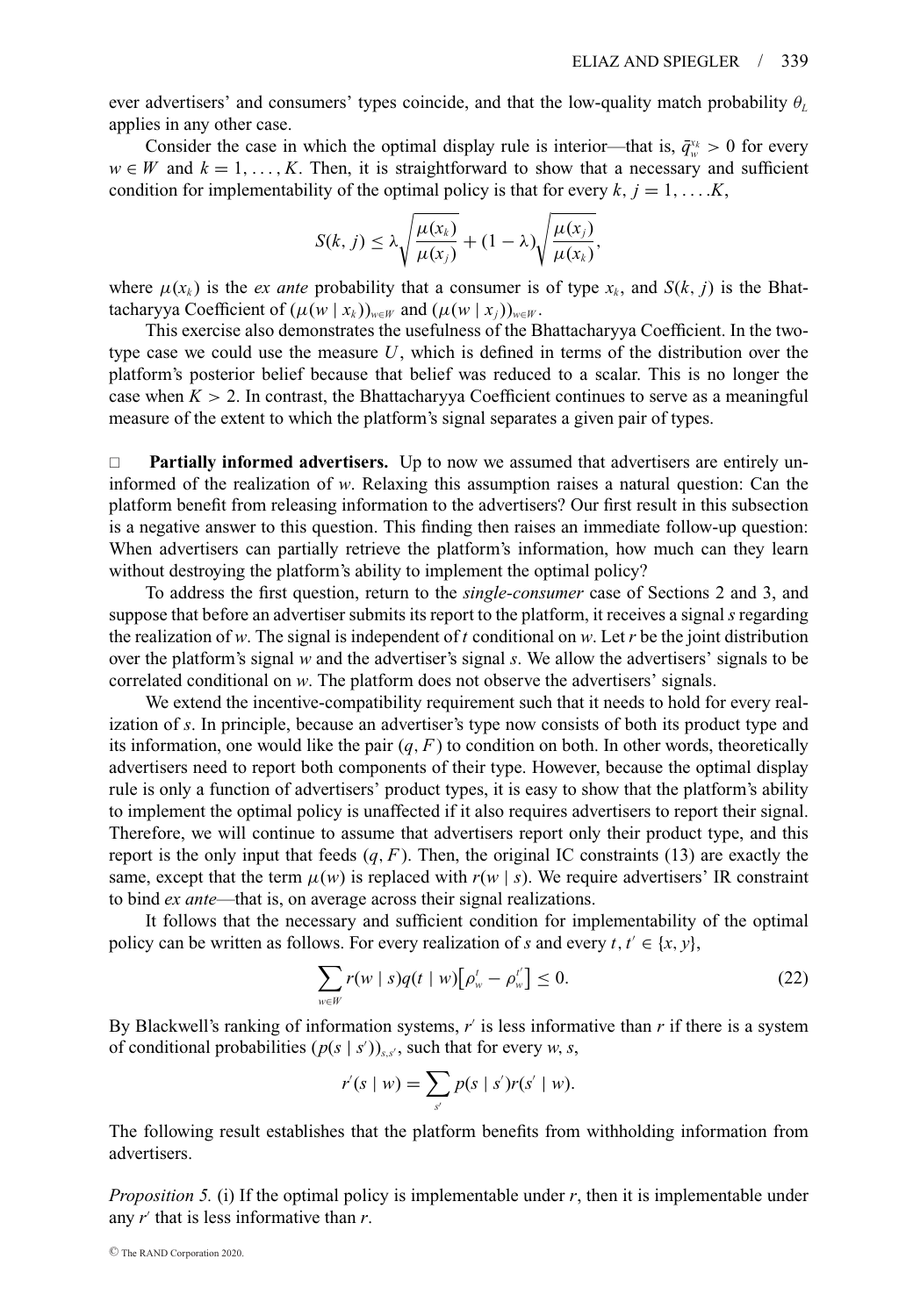ever advertisers' and consumers' types coincide, and that the low-quality match probability $\theta_L$ applies in any other case.

Consider the case in which the optimal display rule is interior—that is, $\bar{q}_w^{x_k} > 0$ for every $w \in W$ and $k = 1, \ldots, K$. Then, it is straightforward to show that a necessary and sufficient condition for implementability of the optimal policy is that for every $k, j = 1, \ldots .K$,

$$S(k, j) \leq \lambda \sqrt{\frac{\mu(x_k)}{\mu(x_j)}} + (1 - \lambda) \sqrt{\frac{\mu(x_j)}{\mu(x_k)}},$$

where $\mu(x_k)$ is the *ex ante* probability that a consumer is of type $x_k$, and $S(k, j)$ is the Bhattacharyya Coefficient of $(\mu(w \mid x_k))_{w \in W}$ and $(\mu(w \mid x_j))_{w \in W}$.

This exercise also demonstrates the usefulness of the Bhattacharyya Coefficient. In the two-type case we could use the measure $U$, which is defined in terms of the distribution over the platform's posterior belief because that belief was reduced to a scalar. This is no longer the case when $K > 2$. In contrast, the Bhattacharyya Coefficient continues to serve as a meaningful measure of the extent to which the platform's signal separates a given pair of types.

□ **Partially informed advertisers.** Up to now we assumed that advertisers are entirely uninformed of the realization of $w$. Relaxing this assumption raises a natural question: Can the platform benefit from releasing information to the advertisers? Our first result in this subsection is a negative answer to this question. This finding then raises an immediate follow-up question: When advertisers can partially retrieve the platform's information, how much can they learn without destroying the platform's ability to implement the optimal policy?

To address the first question, return to the *single-consumer* case of Sections 2 and 3, and suppose that before an advertiser submits its report to the platform, it receives a signal $s$ regarding the realization of $w$. The signal is independent of $t$ conditional on $w$. Let $r$ be the joint distribution over the platform's signal $w$ and the advertiser's signal $s$. We allow the advertisers' signals to be correlated conditional on $w$. The platform does not observe the advertisers' signals.

We extend the incentive-compatibility requirement such that it needs to hold for every realization of $s$. In principle, because an advertiser's type now consists of both its product type and its information, one would like the pair $(q, F)$ to condition on both. In other words, theoretically advertisers need to report both components of their type. However, because the optimal display rule is only a function of advertisers' product types, it is easy to show that the platform's ability to implement the optimal policy is unaffected if it also requires advertisers to report their signal. Therefore, we will continue to assume that advertisers report only their product type, and this report is the only input that feeds $(q, F)$. Then, the original IC constraints (13) are exactly the same, except that the term $\mu(w)$ is replaced with $r(w \mid s)$. We require advertisers' IR constraint to bind *ex ante*—that is, on average across their signal realizations.

It follows that the necessary and sufficient condition for implementability of the optimal policy can be written as follows. For every realization of $s$ and every $t, t' \in \{x, y\}$,

$$\sum_{w \in W} r(w \mid s) q(t \mid w) \left[ \rho_w^t - \rho_w^{t'} \right] \leq 0. \tag{22}$$

By Blackwell's ranking of information systems, $r'$ is less informative than $r$ if there is a system of conditional probabilities $(p(s \mid s'))_{s,s'}$, such that for every $w, s$,

$$r'(s \mid w) = \sum_{s'} p(s \mid s') r(s' \mid w).$$

The following result establishes that the platform benefits from withholding information from advertisers.

*Proposition 5.* (i) If the optimal policy is implementable under $r$, then it is implementable under any $r'$ that is less informative than $r$.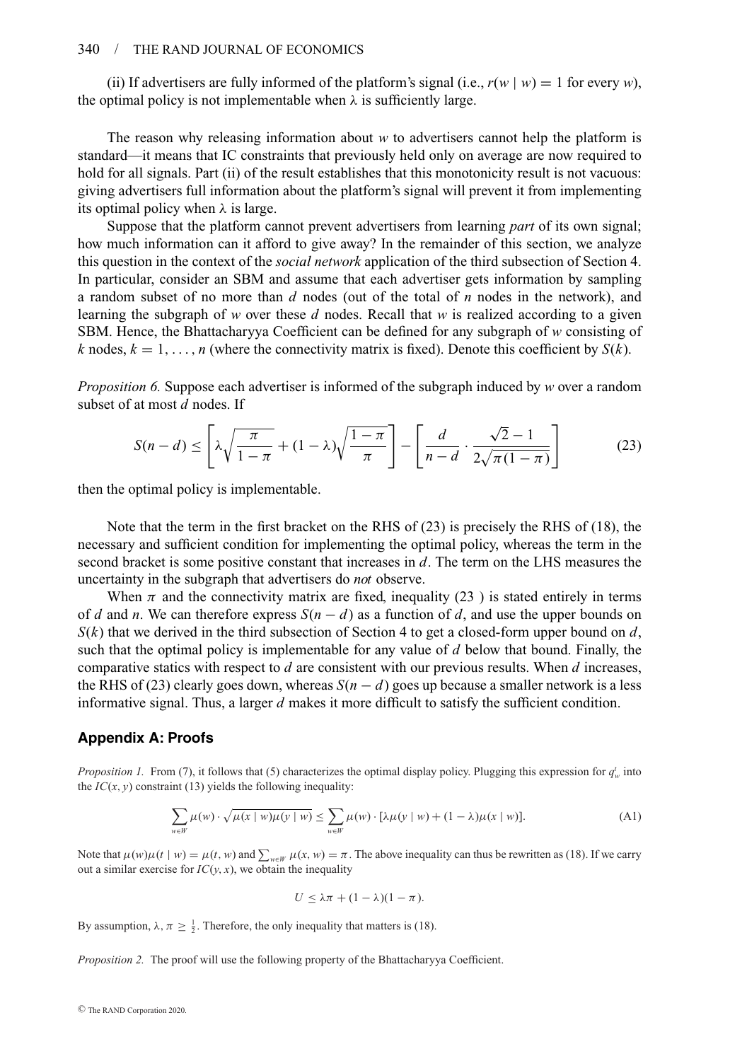(ii) If advertisers are fully informed of the platform's signal (i.e., $r(w \mid w) = 1$ for every $w$), the optimal policy is not implementable when $\lambda$ is sufficiently large.

The reason why releasing information about $w$ to advertisers cannot help the platform is standard—it means that IC constraints that previously held only on average are now required to hold for all signals. Part (ii) of the result establishes that this monotonicity result is not vacuous: giving advertisers full information about the platform's signal will prevent it from implementing its optimal policy when $\lambda$ is large.

Suppose that the platform cannot prevent advertisers from learning *part* of its own signal; how much information can it afford to give away? In the remainder of this section, we analyze this question in the context of the *social network* application of the third subsection of Section 4. In particular, consider an SBM and assume that each advertiser gets information by sampling a random subset of no more than $d$ nodes (out of the total of $n$ nodes in the network), and learning the subgraph of $w$ over these $d$ nodes. Recall that $w$ is realized according to a given SBM. Hence, the Bhattacharyya Coefficient can be defined for any subgraph of $w$ consisting of $k$ nodes, $k = 1, \ldots, n$ (where the connectivity matrix is fixed). Denote this coefficient by $S(k)$.

*Proposition 6.* Suppose each advertiser is informed of the subgraph induced by $w$ over a random subset of at most $d$ nodes. If

$$S(n-d) \leq \left[\lambda\sqrt{\frac{\pi}{1-\pi}} + (1-\lambda)\sqrt{\frac{1-\pi}{\pi}}\right] - \left[\frac{d}{n-d} \cdot \frac{\sqrt{2}-1}{2\sqrt{\pi(1-\pi)}}\right] \tag{23}$$

then the optimal policy is implementable.

Note that the term in the first bracket on the RHS of (23) is precisely the RHS of (18), the necessary and sufficient condition for implementing the optimal policy, whereas the term in the second bracket is some positive constant that increases in $d$. The term on the LHS measures the uncertainty in the subgraph that advertisers do *not* observe.

When $\pi$ and the connectivity matrix are fixed, inequality (23 ) is stated entirely in terms of $d$ and $n$. We can therefore express $S(n-d)$ as a function of $d$, and use the upper bounds on $S(k)$ that we derived in the third subsection of Section 4 to get a closed-form upper bound on $d$, such that the optimal policy is implementable for any value of $d$ below that bound. Finally, the comparative statics with respect to $d$ are consistent with our previous results. When $d$ increases, the RHS of (23) clearly goes down, whereas $S(n-d)$ goes up because a smaller network is a less informative signal. Thus, a larger $d$ makes it more difficult to satisfy the sufficient condition.

## Appendix A: Proofs

*Proposition 1.* From (7), it follows that (5) characterizes the optimal display policy. Plugging this expression for $q_w^t$ into the $IC(x, y)$ constraint (13) yields the following inequality:

$$\sum_{w \in W} \mu(w) \cdot \sqrt{\mu(x \mid w)\mu(y \mid w)} \leq \sum_{w \in W} \mu(w) \cdot [\lambda\mu(y \mid w) + (1-\lambda)\mu(x \mid w)]. \tag{A1}$$

Note that $\mu(w)\mu(t \mid w) = \mu(t, w)$ and $\sum_{w \in W} \mu(x, w) = \pi$. The above inequality can thus be rewritten as (18). If we carry out a similar exercise for $IC(y, x)$, we obtain the inequality

$$U \leq \lambda\pi + (1-\lambda)(1-\pi).$$

By assumption, $\lambda, \pi \geq \frac{1}{2}$. Therefore, the only inequality that matters is (18).

*Proposition 2.* The proof will use the following property of the Bhattacharyya Coefficient.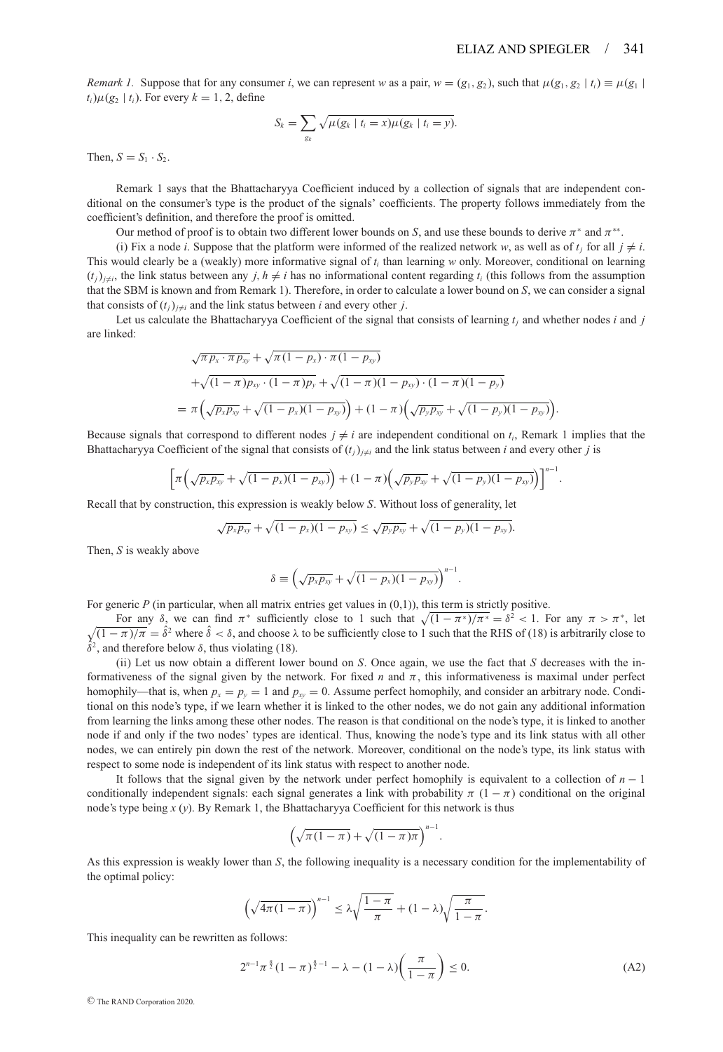*Remark 1.* Suppose that for any consumer $i$, we can represent $w$ as a pair, $w = (g_1, g_2)$, such that $\mu(g_1, g_2 \mid t_i) \equiv \mu(g_1 \mid t_i)\mu(g_2 \mid t_i)$. For every $k = 1, 2$, define

$$S_k = \sum_{g_k} \sqrt{\mu(g_k \mid t_i = x)\mu(g_k \mid t_i = y)}.$$

Then, $S = S_1 \cdot S_2$.

Remark 1 says that the Bhattacharyya Coefficient induced by a collection of signals that are independent conditional on the consumer's type is the product of the signals' coefficients. The property follows immediately from the coefficient's definition, and therefore the proof is omitted.

Our method of proof is to obtain two different lower bounds on $S$, and use these bounds to derive $\pi^*$ and $\pi^{**}$.

(i) Fix a node $i$. Suppose that the platform were informed of the realized network $w$, as well as of $t_j$ for all $j \neq i$. This would clearly be a (weakly) more informative signal of $t_i$ than learning $w$ only. Moreover, conditional on learning $(t_j)_{j \neq i}$, the link status between any $j, h \neq i$ has no informational content regarding $t_i$ (this follows from the assumption that the SBM is known and from Remark 1). Therefore, in order to calculate a lower bound on $S$, we can consider a signal that consists of $(t_j)_{j \neq i}$ and the link status between $i$ and every other $j$.

Let us calculate the Bhattacharyya Coefficient of the signal that consists of learning $t_j$ and whether nodes $i$ and $j$ are linked:

$$\begin{aligned}
&\sqrt{\pi p_x \cdot \pi p_{xy}} + \sqrt{\pi(1-p_x)\cdot \pi(1-p_{xy})} \\
&+\sqrt{(1-\pi)p_{xy}\cdot(1-\pi)p_y} + \sqrt{(1-\pi)(1-p_{xy})\cdot(1-\pi)(1-p_y)} \\
&= \pi\left(\sqrt{p_x p_{xy}} + \sqrt{(1-p_x)(1-p_{xy})}\right) + (1-\pi)\left(\sqrt{p_y p_{xy}} + \sqrt{(1-p_y)(1-p_{xy})}\right).
\end{aligned}$$

Because signals that correspond to different nodes $j \neq i$ are independent conditional on $t_i$, Remark 1 implies that the Bhattacharyya Coefficient of the signal that consists of $(t_j)_{j \neq i}$ and the link status between $i$ and every other $j$ is

$$\left[\pi\left(\sqrt{p_x p_{xy}} + \sqrt{(1-p_x)(1-p_{xy})}\right) + (1-\pi)\left(\sqrt{p_y p_{xy}} + \sqrt{(1-p_y)(1-p_{xy})}\right)\right]^{n-1}.$$

Recall that by construction, this expression is weakly below $S$. Without loss of generality, let

$$\sqrt{p_x p_{xy}} + \sqrt{(1-p_x)(1-p_{xy})} \leq \sqrt{p_y p_{xy}} + \sqrt{(1-p_y)(1-p_{xy})}.$$

Then, $S$ is weakly above

$$\delta \equiv \left(\sqrt{p_x p_{xy}} + \sqrt{(1-p_x)(1-p_{xy})}\right)^{n-1}.$$

For generic $P$ (in particular, when all matrix entries get values in (0,1)), this term is strictly positive.

For any $\delta$, we can find $\pi^*$ sufficiently close to 1 such that $\sqrt{(1-\pi^*)/\pi^*} = \delta^2 < 1$. For any $\pi > \pi^*$, let $\sqrt{(1-\pi)/\pi} = \hat{\delta}^2$ where $\hat{\delta} < \delta$, and choose $\lambda$ to be sufficiently close to 1 such that the RHS of (18) is arbitrarily close to $\hat{\delta}^2$, and therefore below $\delta$, thus violating (18).

(ii) Let us now obtain a different lower bound on $S$. Once again, we use the fact that $S$ decreases with the informativeness of the signal given by the network. For fixed $n$ and $\pi$, this informativeness is maximal under perfect homophily—that is, when $p_x = p_y = 1$ and $p_{xy} = 0$. Assume perfect homophily, and consider an arbitrary node. Conditional on this node's type, if we learn whether it is linked to the other nodes, we do not gain any additional information from learning the links among these other nodes. The reason is that conditional on the node's type, it is linked to another node if and only if the two nodes' types are identical. Thus, knowing the node's type and its link status with all other nodes, we can entirely pin down the rest of the network. Moreover, conditional on the node's type, its link status with respect to some node is independent of its link status with respect to another node.

It follows that the signal given by the network under perfect homophily is equivalent to a collection of $n-1$ conditionally independent signals: each signal generates a link with probability $\pi$ $(1-\pi)$ conditional on the original node's type being $x$ $(y)$. By Remark 1, the Bhattacharyya Coefficient for this network is thus

$$\left(\sqrt{\pi(1-\pi)} + \sqrt{(1-\pi)\pi}\right)^{n-1}.$$

As this expression is weakly lower than $S$, the following inequality is a necessary condition for the implementability of the optimal policy:

$$\left(\sqrt{4\pi(1-\pi)}\right)^{n-1} \leq \lambda\sqrt{\frac{1-\pi}{\pi}} + (1-\lambda)\sqrt{\frac{\pi}{1-\pi}}.$$

This inequality can be rewritten as follows:

$$2^{n-1}\pi^{\frac{n}{2}}(1-\pi)^{\frac{n}{2}-1} - \lambda - (1-\lambda)\left(\frac{\pi}{1-\pi}\right) \leq 0. \tag{A2}$$

© The RAND Corporation 2020.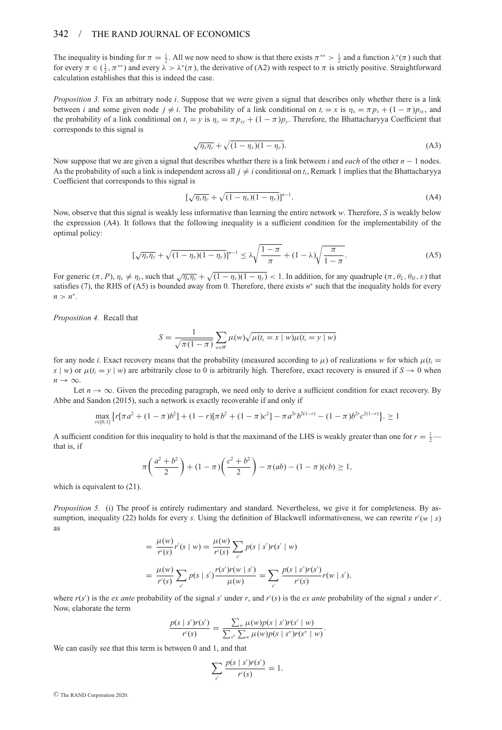The inequality is binding for $\pi = \frac{1}{2}$. All we now need to show is that there exists $\pi^{**} > \frac{1}{2}$ and a function $\lambda^*(\pi)$ such that for every $\pi \in (\frac{1}{2}, \pi^{**})$ and every $\lambda > \lambda^*(\pi)$, the derivative of (A2) with respect to $\pi$ is strictly positive. Straightforward calculation establishes that this is indeed the case.

*Proposition 3.* Fix an arbitrary node $i$. Suppose that we were given a signal that describes only whether there is a link between $i$ and some given node $j \neq i$. The probability of a link conditional on $t_i = x$ is $\eta_x = \pi p_x + (1-\pi)p_{xy}$, and the probability of a link conditional on $t_i = y$ is $\eta_y = \pi p_{xy} + (1-\pi)p_y$. Therefore, the Bhattacharyya Coefficient that corresponds to this signal is

$$\sqrt{\eta_x \eta_y} + \sqrt{(1-\eta_x)(1-\eta_y)}. \tag{A3}$$

Now suppose that we are given a signal that describes whether there is a link between $i$ and *each* of the other $n-1$ nodes. As the probability of such a link is independent across all $j \neq i$ conditional on $t_i$, Remark 1 implies that the Bhattacharyya Coefficient that corresponds to this signal is

$$[\sqrt{\eta_x \eta_y} + \sqrt{(1-\eta_x)(1-\eta_y)}]^{n-1}. \tag{A4}$$

Now, observe that this signal is weakly less informative than learning the entire network $w$. Therefore, $S$ is weakly below the expression (A4). It follows that the following inequality is a sufficient condition for the implementability of the optimal policy:

$$[\sqrt{\eta_x \eta_y} + \sqrt{(1-\eta_x)(1-\eta_y)}]^{n-1} \leq \lambda \sqrt{\frac{1-\pi}{\pi}} + (1-\lambda)\sqrt{\frac{\pi}{1-\pi}}. \tag{A5}$$

For generic $(\pi, P)$, $\eta_x \neq \eta_y$, such that $\sqrt{\eta_x \eta_y} + \sqrt{(1-\eta_x)(1-\eta_y)} < 1$. In addition, for any quadruple $(\pi, \theta_L, \theta_H, \varepsilon)$ that satisfies (7), the RHS of (A5) is bounded away from 0. Therefore, there exists $n^*$ such that the inequality holds for every $n > n^*$.

*Proposition 4.* Recall that

$$S = \frac{1}{\sqrt{\pi(1-\pi)}} \sum_{w \in W} \mu(w) \sqrt{\mu(t_i = x \mid w)\mu(t_i = y \mid w)}$$

for any node $i$. Exact recovery means that the probability (measured according to $\mu$) of realizations $w$ for which $\mu(t_i = x \mid w)$ or $\mu(t_i = y \mid w)$ are arbitrarily close to 0 is arbitrarily high. Therefore, exact recovery is ensured if $S \to 0$ when $n \to \infty$.

Let $n \to \infty$. Given the preceding paragraph, we need only to derive a sufficient condition for exact recovery. By Abbe and Sandon (2015), such a network is exactly recoverable if and only if

$$\max_{r \in [0,1]} \left\{ r[\pi a^2 + (1-\pi)b^2] + (1-r)[\pi b^2 + (1-\pi)c^2] - \pi a^{2r} b^{2(1-r)} - (1-\pi) b^{2r} c^{2(1-r)} \right\}. \geq 1$$

A sufficient condition for this inequality to hold is that the maximand of the LHS is weakly greater than one for $r = \frac{1}{2}$—that is, if

$$\pi\left(\frac{a^2+b^2}{2}\right) + (1-\pi)\left(\frac{c^2+b^2}{2}\right) - \pi(ab) - (1-\pi)(cb) \geq 1,$$

which is equivalent to (21).

*Proposition 5.* (i) The proof is entirely rudimentary and standard. Nevertheless, we give it for completeness. By assumption, inequality (22) holds for every $s$. Using the definition of Blackwell informativeness, we can rewrite $r'(w \mid s)$ as

$$= \frac{\mu(w)}{r'(s)} r'(s \mid w) = \frac{\mu(w)}{r'(s)} \sum_{s'} p(s \mid s') r(s' \mid w)$$

$$= \frac{\mu(w)}{r'(s)} \sum_{s'} p(s \mid s') \frac{r(s') r(w \mid s')}{\mu(w)} = \sum_{s'} \frac{p(s \mid s') r(s')}{r'(s)} r(w \mid s'),$$

where $r(s')$ is the *ex ante* probability of the signal $s'$ under $r$, and $r'(s)$ is the *ex ante* probability of the signal $s$ under $r'$. Now, elaborate the term

$$\frac{p(s \mid s') r(s')}{r'(s)} = \frac{\sum_w \mu(w) p(s \mid s') r(s' \mid w)}{\sum_{s''} \sum_w \mu(w) p(s \mid s'') r(s'' \mid w)}.$$

We can easily see that this term is between 0 and 1, and that

$$\sum_{s'} \frac{p(s \mid s') r(s')}{r'(s)} = 1.$$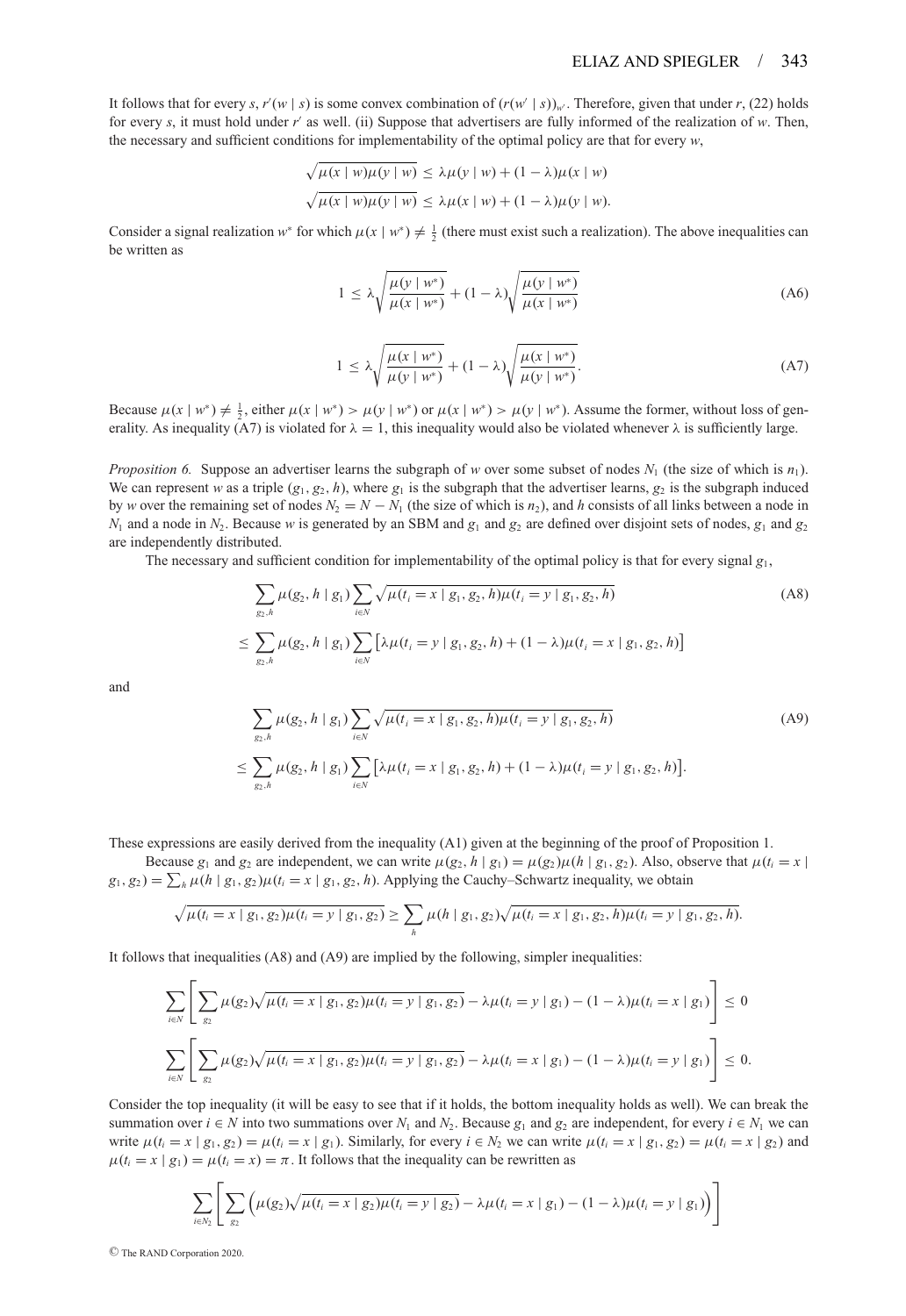It follows that for every $s$, $r'(w \mid s)$ is some convex combination of $(r(w' \mid s))_{w'}$. Therefore, given that under $r$, (22) holds for every $s$, it must hold under $r'$ as well. (ii) Suppose that advertisers are fully informed of the realization of $w$. Then, the necessary and sufficient conditions for implementability of the optimal policy are that for every $w$,

$$\sqrt{\mu(x \mid w)\mu(y \mid w)} \leq \lambda\mu(y \mid w) + (1-\lambda)\mu(x \mid w)$$

$$\sqrt{\mu(x \mid w)\mu(y \mid w)} \leq \lambda\mu(x \mid w) + (1-\lambda)\mu(y \mid w).$$

Consider a signal realization $w^*$ for which $\mu(x \mid w^*) \neq \frac{1}{2}$ (there must exist such a realization). The above inequalities can be written as

$$1 \leq \lambda\sqrt{\frac{\mu(y \mid w^*)}{\mu(x \mid w^*)}} + (1-\lambda)\sqrt{\frac{\mu(y \mid w^*)}{\mu(x \mid w^*)}} \tag{A6}$$

$$1 \leq \lambda\sqrt{\frac{\mu(x \mid w^*)}{\mu(y \mid w^*)}} + (1-\lambda)\sqrt{\frac{\mu(x \mid w^*)}{\mu(y \mid w^*)}}. \tag{A7}$$

Because $\mu(x \mid w^*) \neq \frac{1}{2}$, either $\mu(x \mid w^*) > \mu(y \mid w^*)$ or $\mu(x \mid w^*) > \mu(y \mid w^*)$. Assume the former, without loss of generality. As inequality (A7) is violated for $\lambda = 1$, this inequality would also be violated whenever $\lambda$ is sufficiently large.

*Proposition 6.* Suppose an advertiser learns the subgraph of $w$ over some subset of nodes $N_1$ (the size of which is $n_1$). We can represent $w$ as a triple $(g_1, g_2, h)$, where $g_1$ is the subgraph that the advertiser learns, $g_2$ is the subgraph induced by $w$ over the remaining set of nodes $N_2 = N - N_1$ (the size of which is $n_2$), and $h$ consists of all links between a node in $N_1$ and a node in $N_2$. Because $w$ is generated by an SBM and $g_1$ and $g_2$ are defined over disjoint sets of nodes, $g_1$ and $g_2$ are independently distributed.

The necessary and sufficient condition for implementability of the optimal policy is that for every signal $g_1$,

$$\begin{aligned}
&\sum_{g_2,h}\mu(g_2, h \mid g_1)\sum_{i\in N}\sqrt{\mu(t_i = x \mid g_1, g_2, h)\mu(t_i = y \mid g_1, g_2, h)} \\
&\leq \sum_{g_2,h}\mu(g_2, h \mid g_1)\sum_{i\in N}\left[\lambda\mu(t_i = y \mid g_1, g_2, h) + (1-\lambda)\mu(t_i = x \mid g_1, g_2, h)\right]
\end{aligned} \tag{A8}$$

and

$$\begin{aligned}
&\sum_{g_2,h}\mu(g_2, h \mid g_1)\sum_{i\in N}\sqrt{\mu(t_i = x \mid g_1, g_2, h)\mu(t_i = y \mid g_1, g_2, h)} \\
&\leq \sum_{g_2,h}\mu(g_2, h \mid g_1)\sum_{i\in N}\left[\lambda\mu(t_i = x \mid g_1, g_2, h) + (1-\lambda)\mu(t_i = y \mid g_1, g_2, h)\right].
\end{aligned} \tag{A9}$$

These expressions are easily derived from the inequality (A1) given at the beginning of the proof of Proposition 1.

Because $g_1$ and $g_2$ are independent, we can write $\mu(g_2, h \mid g_1) = \mu(g_2)\mu(h \mid g_1, g_2)$. Also, observe that $\mu(t_i = x \mid g_1, g_2) = \sum_h \mu(h \mid g_1, g_2)\mu(t_i = x \mid g_1, g_2, h)$. Applying the Cauchy–Schwartz inequality, we obtain

$$\sqrt{\mu(t_i = x \mid g_1, g_2)\mu(t_i = y \mid g_1, g_2)} \geq \sum_h \mu(h \mid g_1, g_2)\sqrt{\mu(t_i = x \mid g_1, g_2, h)\mu(t_i = y \mid g_1, g_2, h)}.$$

It follows that inequalities (A8) and (A9) are implied by the following, simpler inequalities:

$$\sum_{i\in N}\left[\sum_{g_2}\mu(g_2)\sqrt{\mu(t_i = x \mid g_1, g_2)\mu(t_i = y \mid g_1, g_2)} - \lambda\mu(t_i = y \mid g_1) - (1-\lambda)\mu(t_i = x \mid g_1)\right] \leq 0$$

$$\sum_{i\in N}\left[\sum_{g_2}\mu(g_2)\sqrt{\mu(t_i = x \mid g_1, g_2)\mu(t_i = y \mid g_1, g_2)} - \lambda\mu(t_i = x \mid g_1) - (1-\lambda)\mu(t_i = y \mid g_1)\right] \leq 0.$$

Consider the top inequality (it will be easy to see that if it holds, the bottom inequality holds as well). We can break the summation over $i \in N$ into two summations over $N_1$ and $N_2$. Because $g_1$ and $g_2$ are independent, for every $i \in N_1$ we can write $\mu(t_i = x \mid g_1, g_2) = \mu(t_i = x \mid g_1)$. Similarly, for every $i \in N_2$ we can write $\mu(t_i = x \mid g_1, g_2) = \mu(t_i = x \mid g_2)$ and $\mu(t_i = x \mid g_1) = \mu(t_i = x) = \pi$. It follows that the inequality can be rewritten as

$$\sum_{i\in N_2}\left[\sum_{g_2}\left(\mu(g_2)\sqrt{\mu(t_i = x \mid g_2)\mu(t_i = y \mid g_2)} - \lambda\mu(t_i = x \mid g_1) - (1-\lambda)\mu(t_i = y \mid g_1)\right)\right]$$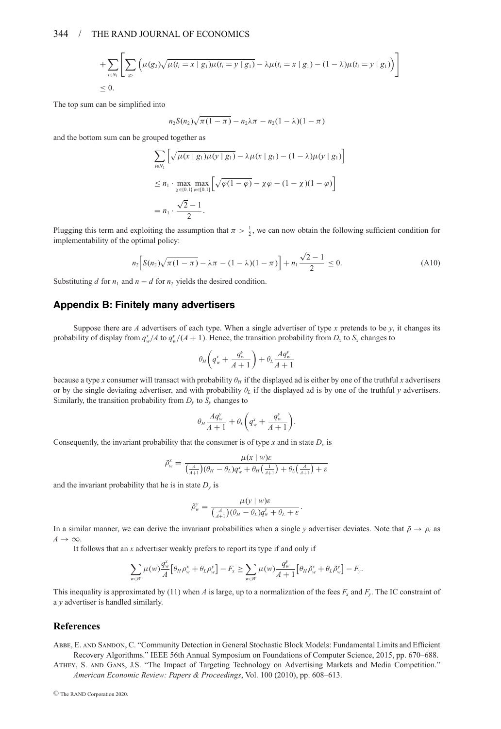$$+\sum_{i \in N_1}\left[\sum_{g_2}\left(\mu(g_2)\sqrt{\mu(t_i = x \mid g_1)\mu(t_i = y \mid g_1)} - \lambda\mu(t_i = x \mid g_1) - (1-\lambda)\mu(t_i = y \mid g_1)\right)\right]$$

$$\leq 0.$$

The top sum can be simplified into

$$n_2 S(n_2)\sqrt{\pi(1-\pi)} - n_2\lambda\pi - n_2(1-\lambda)(1-\pi)$$

and the bottom sum can be grouped together as

$$\sum_{i \in N_1}\left[\sqrt{\mu(x \mid g_1)\mu(y \mid g_1)} - \lambda\mu(x \mid g_1) - (1-\lambda)\mu(y \mid g_1)\right]$$

$$\leq n_1 \cdot \max_{\chi \in \{0,1\}} \max_{\varphi \in [0,1]}\left[\sqrt{\varphi(1-\varphi)} - \chi\varphi - (1-\chi)(1-\varphi)\right]$$

$$= n_1 \cdot \frac{\sqrt{2}-1}{2}.$$

Plugging this term and exploiting the assumption that $\pi > \frac{1}{2}$, we can now obtain the following sufficient condition for implementability of the optimal policy:

$$n_2\Big[S(n_2)\sqrt{\pi(1-\pi)} - \lambda\pi - (1-\lambda)(1-\pi)\Big] + n_1\frac{\sqrt{2}-1}{2} \leq 0. \tag{A10}$$

Substituting $d$ for $n_1$ and $n-d$ for $n_2$ yields the desired condition.

## Appendix B: Finitely many advertisers

Suppose there are $A$ advertisers of each type. When a single advertiser of type $x$ pretends to be $y$, it changes its probability of display from $q_w^x/A$ to $q_w^y/(A+1)$. Hence, the transition probability from $D_x$ to $S_x$ changes to

$$\theta_H\left(q_w^x + \frac{q_w^y}{A+1}\right) + \theta_L\frac{Aq_w^y}{A+1}$$

because a type $x$ consumer will transact with probability $\theta_H$ if the displayed ad is either by one of the truthful $x$ advertisers or by the single deviating advertiser, and with probability $\theta_L$ if the displayed ad is by one of the truthful $y$ advertisers. Similarly, the transition probability from $D_y$ to $S_y$ changes to

$$\theta_H\frac{Aq_w^y}{A+1} + \theta_L\left(q_w^x + \frac{q_w^y}{A+1}\right).$$

Consequently, the invariant probability that the consumer is of type $x$ and in state $D_x$ is

$$\tilde{\rho}_w^x = \frac{\mu(x \mid w)\varepsilon}{\left(\frac{A}{A+1}\right)(\theta_H - \theta_L)q_w^x + \theta_H\left(\frac{1}{A+1}\right) + \theta_L\left(\frac{A}{A+1}\right) + \varepsilon}$$

and the invariant probability that he is in state $D_y$ is

$$\tilde{\rho}_w^y = \frac{\mu(y \mid w)\varepsilon}{\left(\frac{A}{A+1}\right)(\theta_H - \theta_L)q_w^y + \theta_L + \varepsilon}.$$

In a similar manner, we can derive the invariant probabilities when a single $y$ advertiser deviates. Note that $\tilde{\rho} \to \rho_i$ as $A \to \infty$.

It follows that an $x$ advertiser weakly prefers to report its type if and only if

$$\sum_{w \in W}\mu(w)\frac{q_w^x}{A}\left[\theta_H\rho_w^x + \theta_L\rho_w^y\right] - F_x \geq \sum_{w \in W}\mu(w)\frac{q_w^y}{A+1}\left[\theta_H\tilde{\rho}_w^x + \theta_L\tilde{\rho}_w^y\right] - F_y.$$

This inequality is approximated by (11) when $A$ is large, up to a normalization of the fees $F_x$ and $F_y$. The IC constraint of a $y$ advertiser is handled similarly.

## References

Abbe, E. and Sandon, C. "Community Detection in General Stochastic Block Models: Fundamental Limits and Efficient Recovery Algorithms." IEEE 56th Annual Symposium on Foundations of Computer Science, 2015, pp. 670–688.

Athey, S. and Gans, J.S. "The Impact of Targeting Technology on Advertising Markets and Media Competition." *American Economic Review: Papers & Proceedings*, Vol. 100 (2010), pp. 608–613.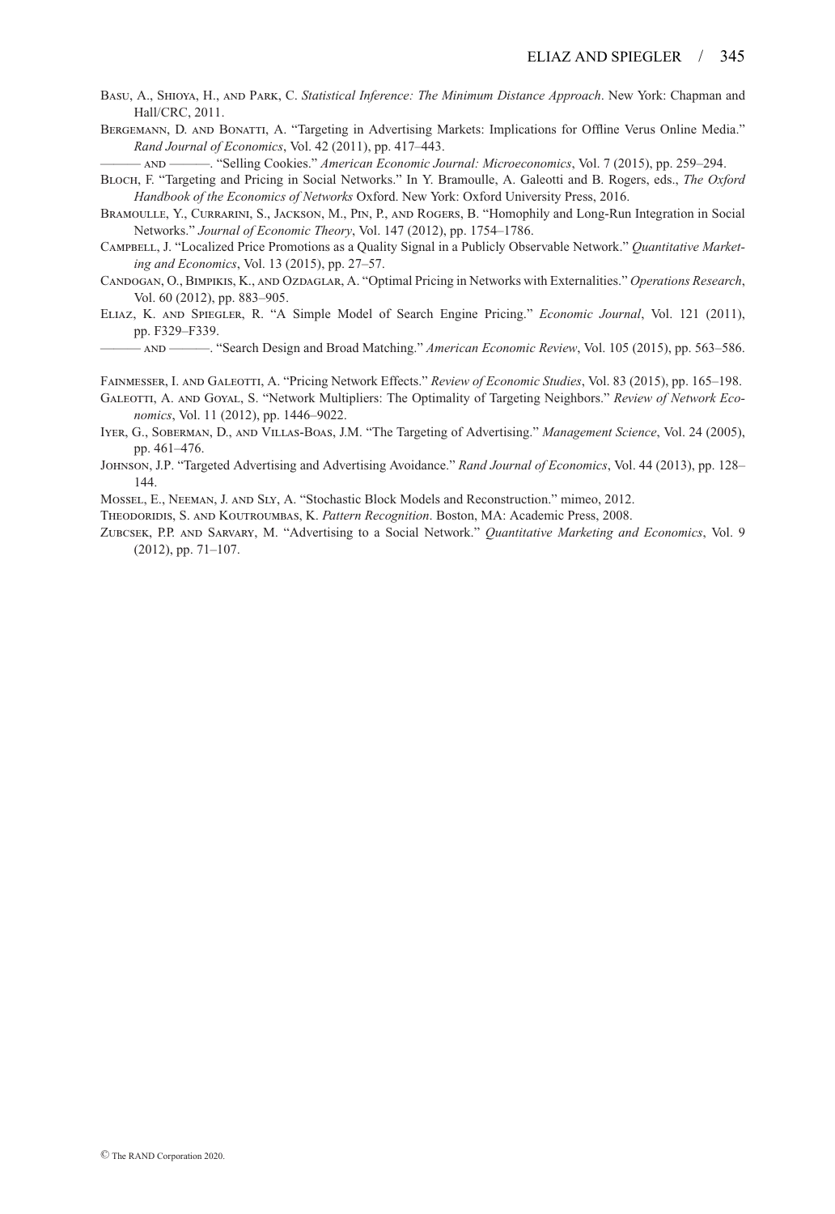Basu, A., Shioya, H., and Park, C. *Statistical Inference: The Minimum Distance Approach*. New York: Chapman and Hall/CRC, 2011.

Bergemann, D. and Bonatti, A. "Targeting in Advertising Markets: Implications for Offline Verus Online Media." *Rand Journal of Economics*, Vol. 42 (2011), pp. 417–443.

——— and ———. "Selling Cookies." *American Economic Journal: Microeconomics*, Vol. 7 (2015), pp. 259–294.

Bloch, F. "Targeting and Pricing in Social Networks." In Y. Bramoulle, A. Galeotti and B. Rogers, eds., *The Oxford Handbook of the Economics of Networks* Oxford. New York: Oxford University Press, 2016.

Bramoulle, Y., Currarini, S., Jackson, M., Pin, P., and Rogers, B. "Homophily and Long-Run Integration in Social Networks." *Journal of Economic Theory*, Vol. 147 (2012), pp. 1754–1786.

Campbell, J. "Localized Price Promotions as a Quality Signal in a Publicly Observable Network." *Quantitative Marketing and Economics*, Vol. 13 (2015), pp. 27–57.

Candogan, O., Bimpikis, K., and Ozdaglar, A. "Optimal Pricing in Networks with Externalities." *Operations Research*, Vol. 60 (2012), pp. 883–905.

Eliaz, K. and Spiegler, R. "A Simple Model of Search Engine Pricing." *Economic Journal*, Vol. 121 (2011), pp. F329–F339.

——— and ———. "Search Design and Broad Matching." *American Economic Review*, Vol. 105 (2015), pp. 563–586.

Fainmesser, I. and Galeotti, A. "Pricing Network Effects." *Review of Economic Studies*, Vol. 83 (2015), pp. 165–198.

Galeotti, A. and Goyal, S. "Network Multipliers: The Optimality of Targeting Neighbors." *Review of Network Economics*, Vol. 11 (2012), pp. 1446–9022.

Iyer, G., Soberman, D., and Villas-Boas, J.M. "The Targeting of Advertising." *Management Science*, Vol. 24 (2005), pp. 461–476.

Johnson, J.P. "Targeted Advertising and Advertising Avoidance." *Rand Journal of Economics*, Vol. 44 (2013), pp. 128–144.

Mossel, E., Neeman, J. and Sly, A. "Stochastic Block Models and Reconstruction." mimeo, 2012.

Theodoridis, S. and Koutroumbas, K. *Pattern Recognition*. Boston, MA: Academic Press, 2008.

Zubcsek, P.P. and Sarvary, M. "Advertising to a Social Network." *Quantitative Marketing and Economics*, Vol. 9 (2012), pp. 71–107.

© The RAND Corporation 2020.